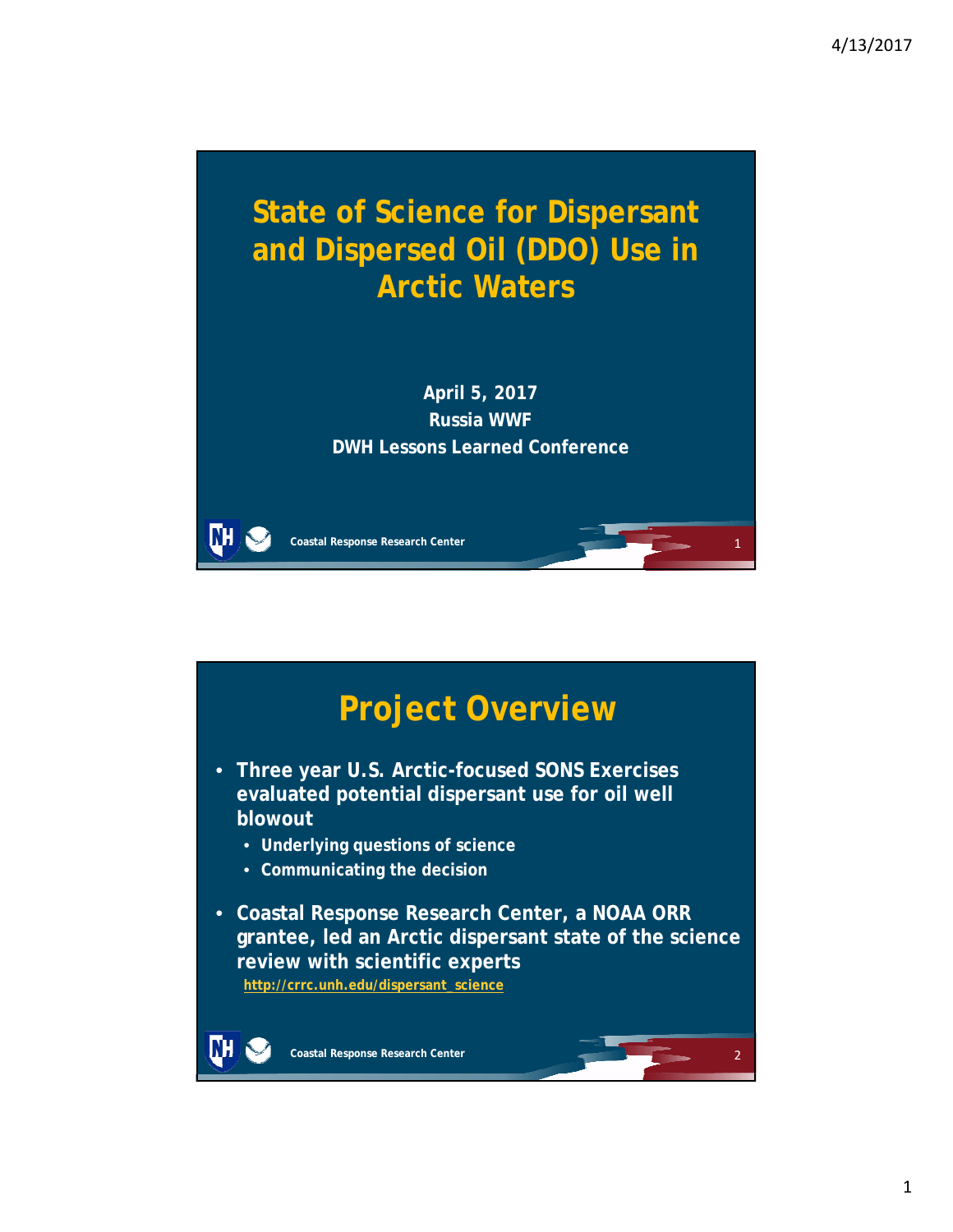# State of Science for Dispersant and Dispersed Oil (DDO) Use in Arctic Waters

April 5, 2017
Russia WWF
DWH Lessons Learned Conference

Coastal Response Research Center

## Project Overview

- Three year U.S. Arctic-focused SONS Exercises evaluated potential dispersant use for oil well blowout
  - Underlying questions of science
  - Communicating the decision
- Coastal Response Research Center, a NOAA ORR grantee, led an Arctic dispersant state of the science review with scientific experts
  http://crrc.unh.edu/dispersant_science

Coastal Response Research Center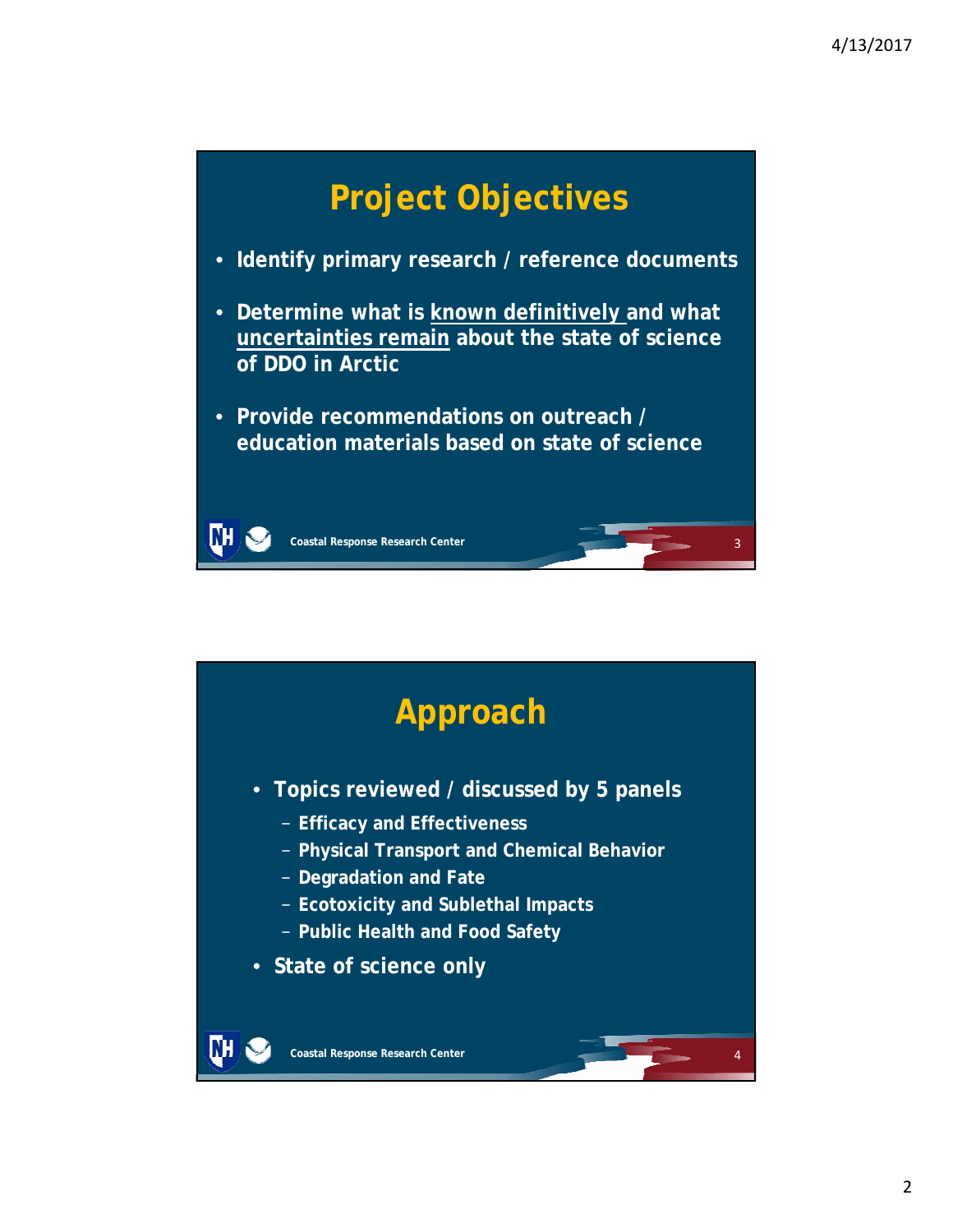## Project Objectives

- **Identify primary research / reference documents**
- **Determine what is <u>known definitively</u> and what <u>uncertainties remain</u> about the state of science of DDO in Arctic**
- **Provide recommendations on outreach / education materials based on state of science**

Coastal Response Research Center

## Approach

- **Topics reviewed / discussed by 5 panels**
  - **Efficacy and Effectiveness**
  - **Physical Transport and Chemical Behavior**
  - **Degradation and Fate**
  - **Ecotoxicity and Sublethal Impacts**
  - **Public Health and Food Safety**
- **State of science only**

Coastal Response Research Center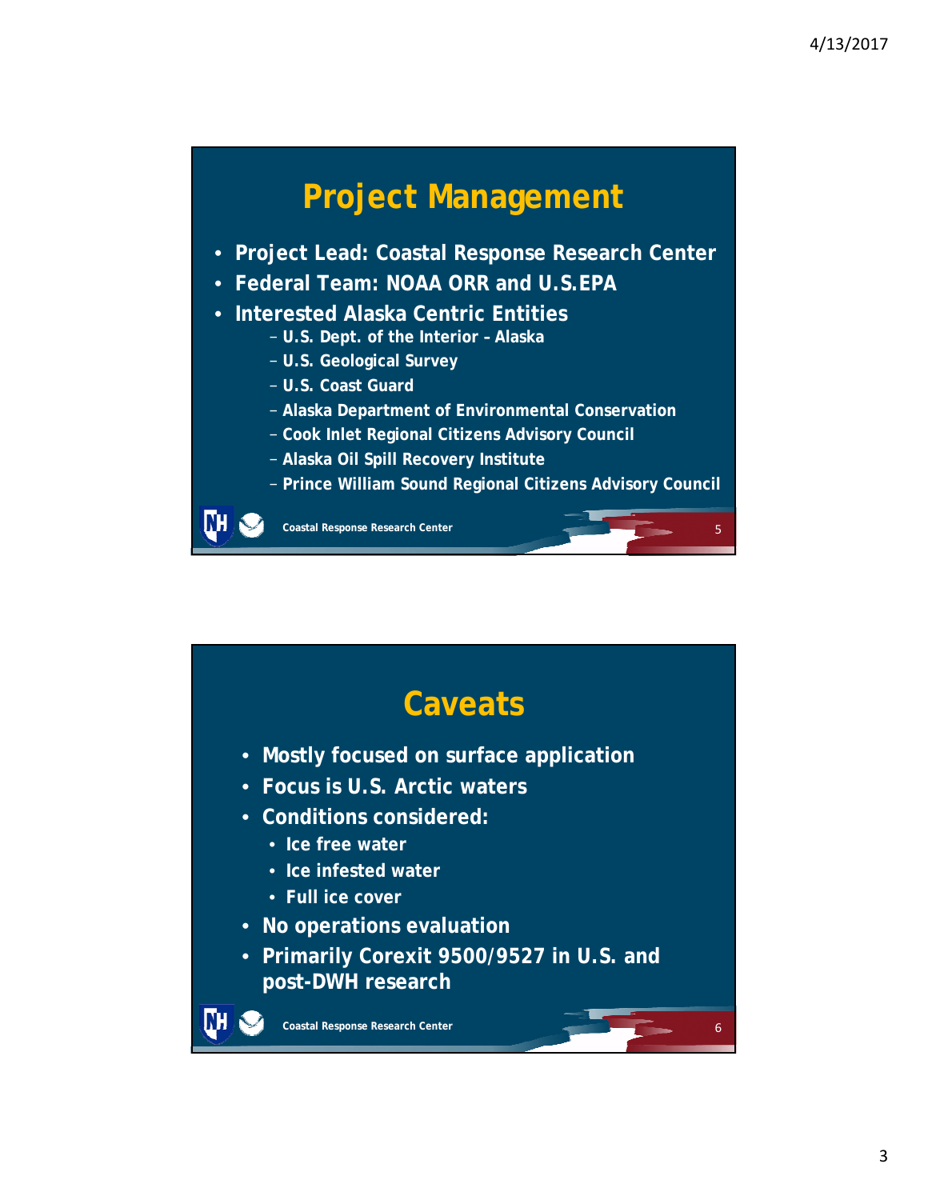## Project Management

- Project Lead: Coastal Response Research Center
- Federal Team: NOAA ORR and U.S.EPA
- Interested Alaska Centric Entities
  - U.S. Dept. of the Interior - Alaska
  - U.S. Geological Survey
  - U.S. Coast Guard
  - Alaska Department of Environmental Conservation
  - Cook Inlet Regional Citizens Advisory Council
  - Alaska Oil Spill Recovery Institute
  - Prince William Sound Regional Citizens Advisory Council

Coastal Response Research Center

## Caveats

- Mostly focused on surface application
- Focus is U.S. Arctic waters
- Conditions considered:
  - Ice free water
  - Ice infested water
  - Full ice cover
- No operations evaluation
- Primarily Corexit 9500/9527 in U.S. and post-DWH research

Coastal Response Research Center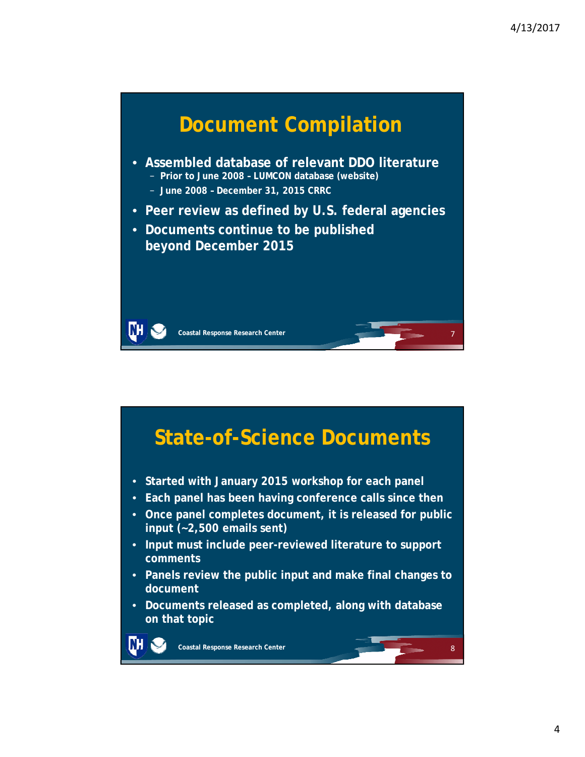## Document Compilation

- Assembled database of relevant DDO literature
  - Prior to June 2008 – LUMCON database (website)
  - June 2008 - December 31, 2015 CRRC
- Peer review as defined by U.S. federal agencies
- Documents continue to be published beyond December 2015

Coastal Response Research Center

## State-of-Science Documents

- Started with January 2015 workshop for each panel
- Each panel has been having conference calls since then
- Once panel completes document, it is released for public input (~2,500 emails sent)
- Input must include peer-reviewed literature to support comments
- Panels review the public input and make final changes to document
- Documents released as completed, along with database on that topic

Coastal Response Research Center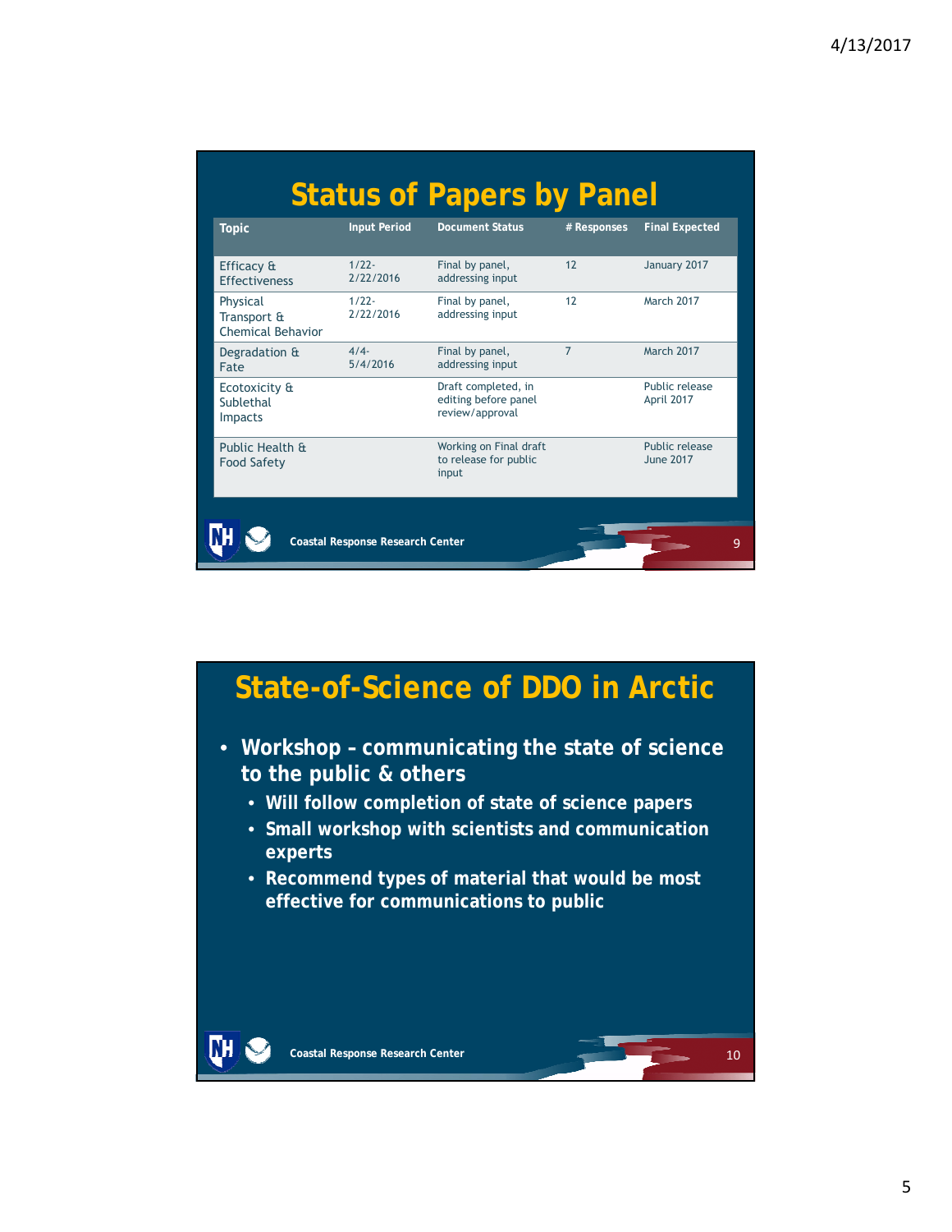## Status of Papers by Panel

| Topic | Input Period | Document Status | # Responses | Final Expected |
|---|---|---|---|---|
| Efficacy & Effectiveness | 1/22-2/22/2016 | Final by panel, addressing input | 12 | January 2017 |
| Physical Transport & Chemical Behavior | 1/22-2/22/2016 | Final by panel, addressing input | 12 | March 2017 |
| Degradation & Fate | 4/4-5/4/2016 | Final by panel, addressing input | 7 | March 2017 |
| Ecotoxicity & Sublethal Impacts | | Draft completed, in editing before panel review/approval | | Public release April 2017 |
| Public Health & Food Safety | | Working on Final draft to release for public input | | Public release June 2017 |

Coastal Response Research Center

## State-of-Science of DDO in Arctic

- **Workshop – communicating the state of science to the public & others**
  - **Will follow completion of state of science papers**
  - **Small workshop with scientists and communication experts**
  - **Recommend types of material that would be most effective for communications to public**

Coastal Response Research Center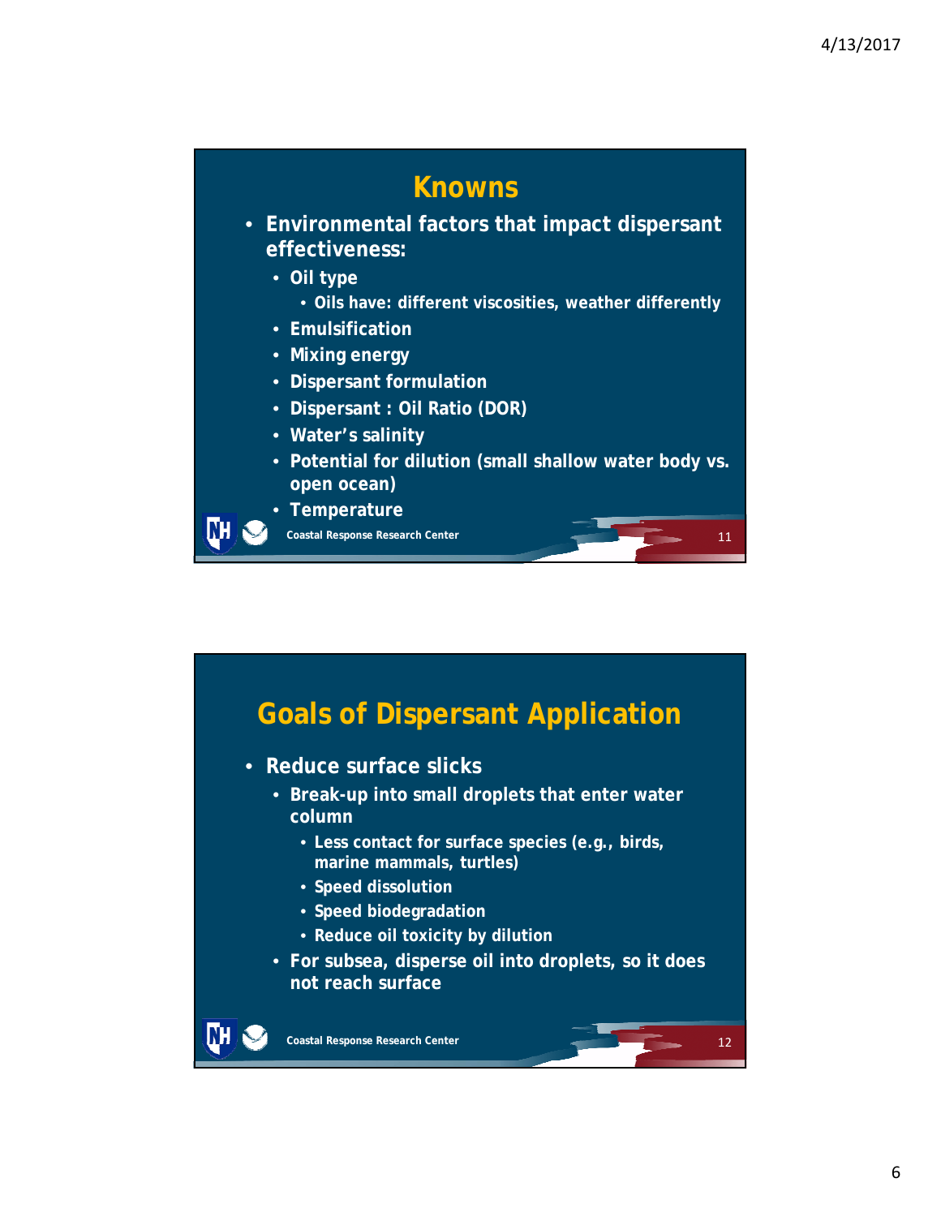## Knowns

- Environmental factors that impact dispersant effectiveness:
  - Oil type
    - Oils have: different viscosities, weather differently
  - Emulsification
  - Mixing energy
  - Dispersant formulation
  - Dispersant : Oil Ratio (DOR)
  - Water's salinity
  - Potential for dilution (small shallow water body vs. open ocean)
  - Temperature

Coastal Response Research Center

## Goals of Dispersant Application

- Reduce surface slicks
  - Break-up into small droplets that enter water column
    - Less contact for surface species (e.g., birds, marine mammals, turtles)
    - Speed dissolution
    - Speed biodegradation
    - Reduce oil toxicity by dilution
  - For subsea, disperse oil into droplets, so it does not reach surface

Coastal Response Research Center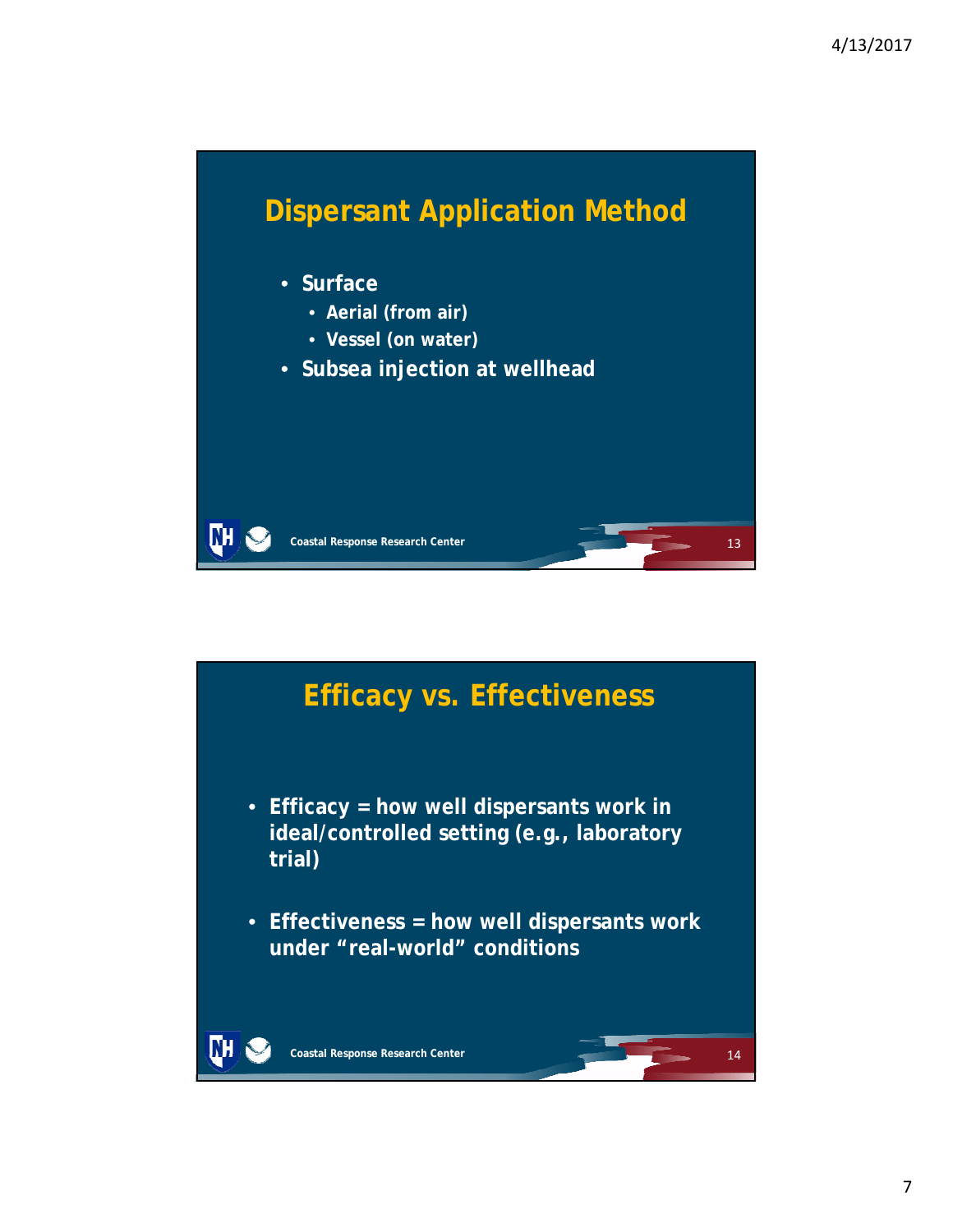## Dispersant Application Method

- Surface
  - Aerial (from air)
  - Vessel (on water)
- Subsea injection at wellhead

## Efficacy vs. Effectiveness

- Efficacy = how well dispersants work in ideal/controlled setting (e.g., laboratory trial)
- Effectiveness = how well dispersants work under "real-world" conditions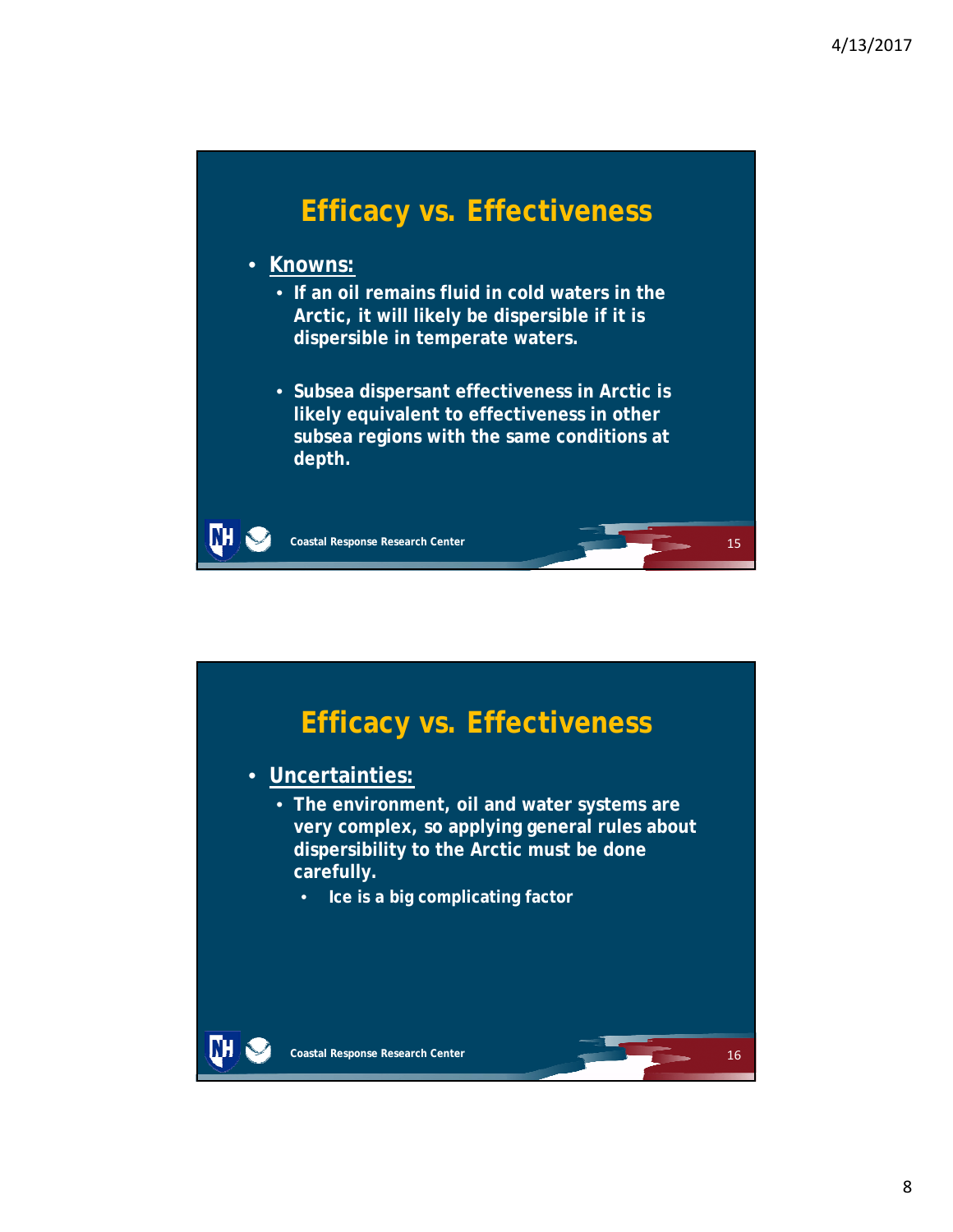## Efficacy vs. Effectiveness

- **Knowns:**
  - If an oil remains fluid in cold waters in the Arctic, it will likely be dispersible if it is dispersible in temperate waters.
  - Subsea dispersant effectiveness in Arctic is likely equivalent to effectiveness in other subsea regions with the same conditions at depth.

Coastal Response Research Center

## Efficacy vs. Effectiveness

- **Uncertainties:**
  - The environment, oil and water systems are very complex, so applying general rules about dispersibility to the Arctic must be done carefully.
    - Ice is a big complicating factor

Coastal Response Research Center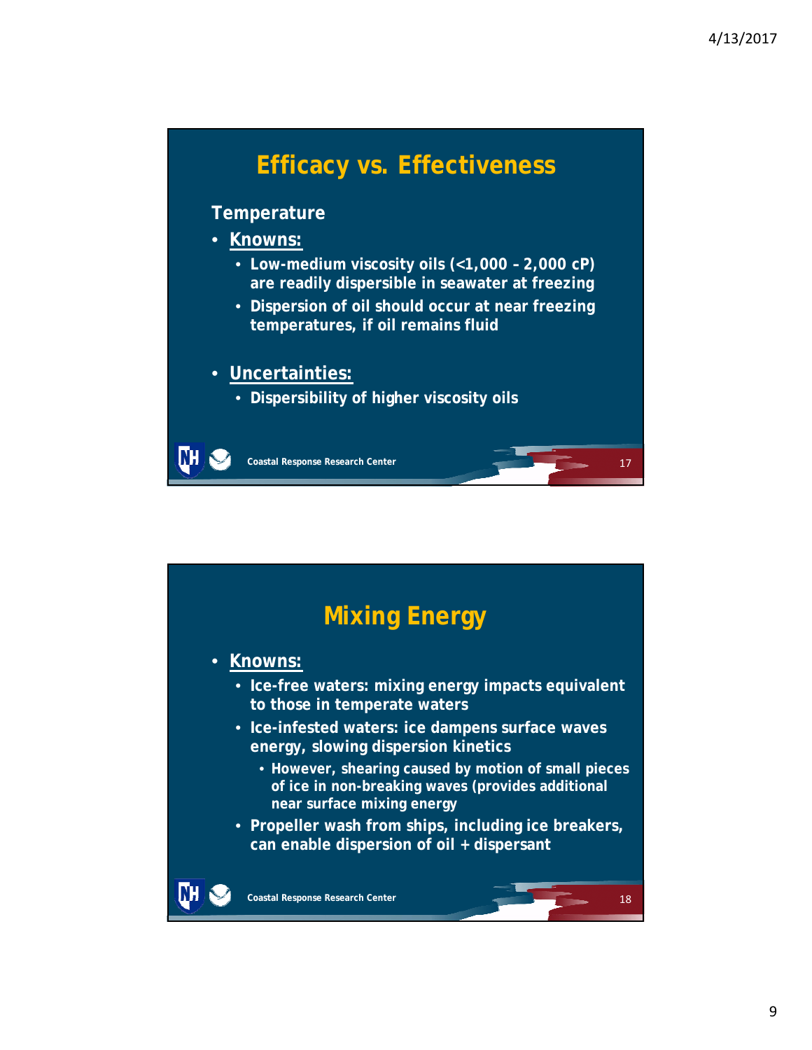## Efficacy vs. Effectiveness

**Temperature**

- **Knowns:**
  - Low-medium viscosity oils (<1,000 – 2,000 cP) are readily dispersible in seawater at freezing
  - Dispersion of oil should occur at near freezing temperatures, if oil remains fluid
- **Uncertainties:**
  - Dispersibility of higher viscosity oils

Coastal Response Research Center

## Mixing Energy

- **Knowns:**
  - Ice-free waters: mixing energy impacts equivalent to those in temperate waters
  - Ice-infested waters: ice dampens surface waves energy, slowing dispersion kinetics
    - However, shearing caused by motion of small pieces of ice in non-breaking waves (provides additional near surface mixing energy
  - Propeller wash from ships, including ice breakers, can enable dispersion of oil + dispersant

Coastal Response Research Center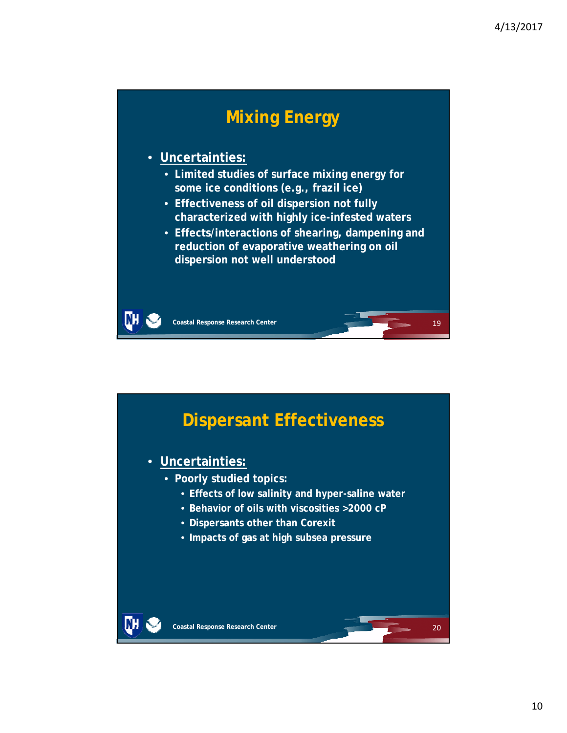## Mixing Energy

- **Uncertainties:**
  - Limited studies of surface mixing energy for some ice conditions (e.g., frazil ice)
  - Effectiveness of oil dispersion not fully characterized with highly ice-infested waters
  - Effects/interactions of shearing, dampening and reduction of evaporative weathering on oil dispersion not well understood

Coastal Response Research Center

## Dispersant Effectiveness

- **Uncertainties:**
  - Poorly studied topics:
    - Effects of low salinity and hyper-saline water
    - Behavior of oils with viscosities >2000 cP
    - Dispersants other than Corexit
    - Impacts of gas at high subsea pressure

Coastal Response Research Center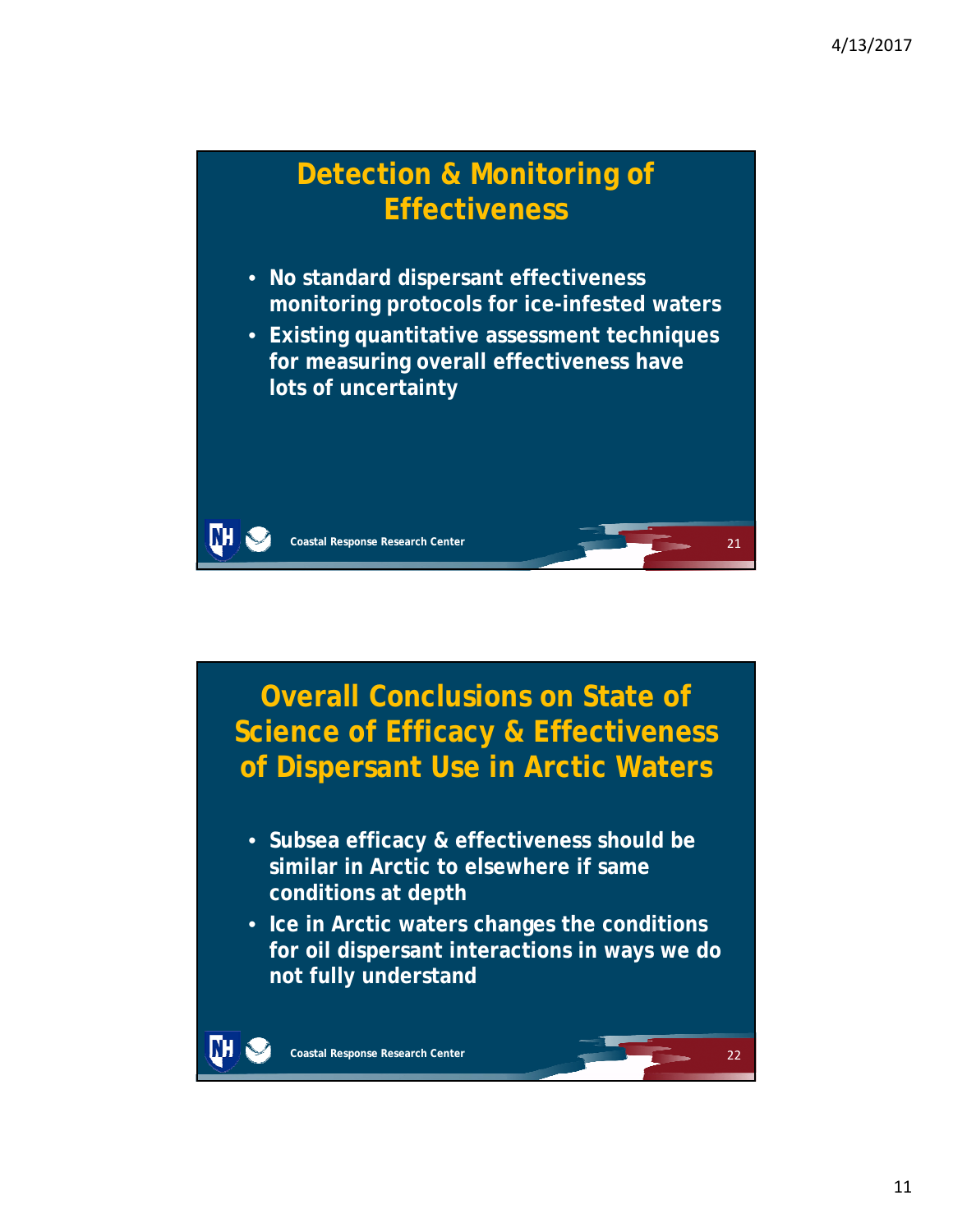## Detection & Monitoring of Effectiveness

- No standard dispersant effectiveness monitoring protocols for ice-infested waters
- Existing quantitative assessment techniques for measuring overall effectiveness have lots of uncertainty

Coastal Response Research Center

## Overall Conclusions on State of Science of Efficacy & Effectiveness of Dispersant Use in Arctic Waters

- Subsea efficacy & effectiveness should be similar in Arctic to elsewhere if same conditions at depth
- Ice in Arctic waters changes the conditions for oil dispersant interactions in ways we do not fully understand

Coastal Response Research Center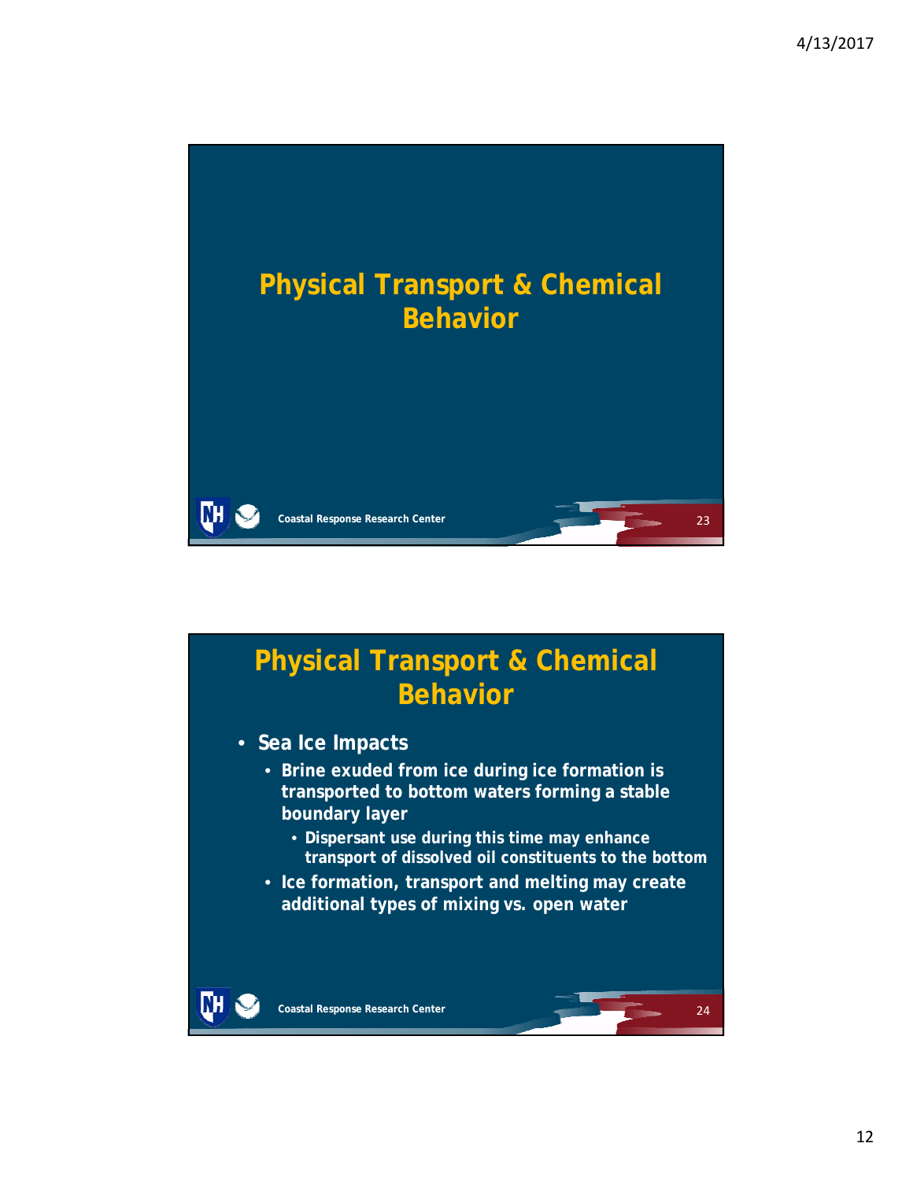# Physical Transport & Chemical Behavior

# Physical Transport & Chemical Behavior

- **Sea Ice Impacts**
  - **Brine exuded from ice during ice formation is transported to bottom waters forming a stable boundary layer**
    - **Dispersant use during this time may enhance transport of dissolved oil constituents to the bottom**
  - **Ice formation, transport and melting may create additional types of mixing vs. open water**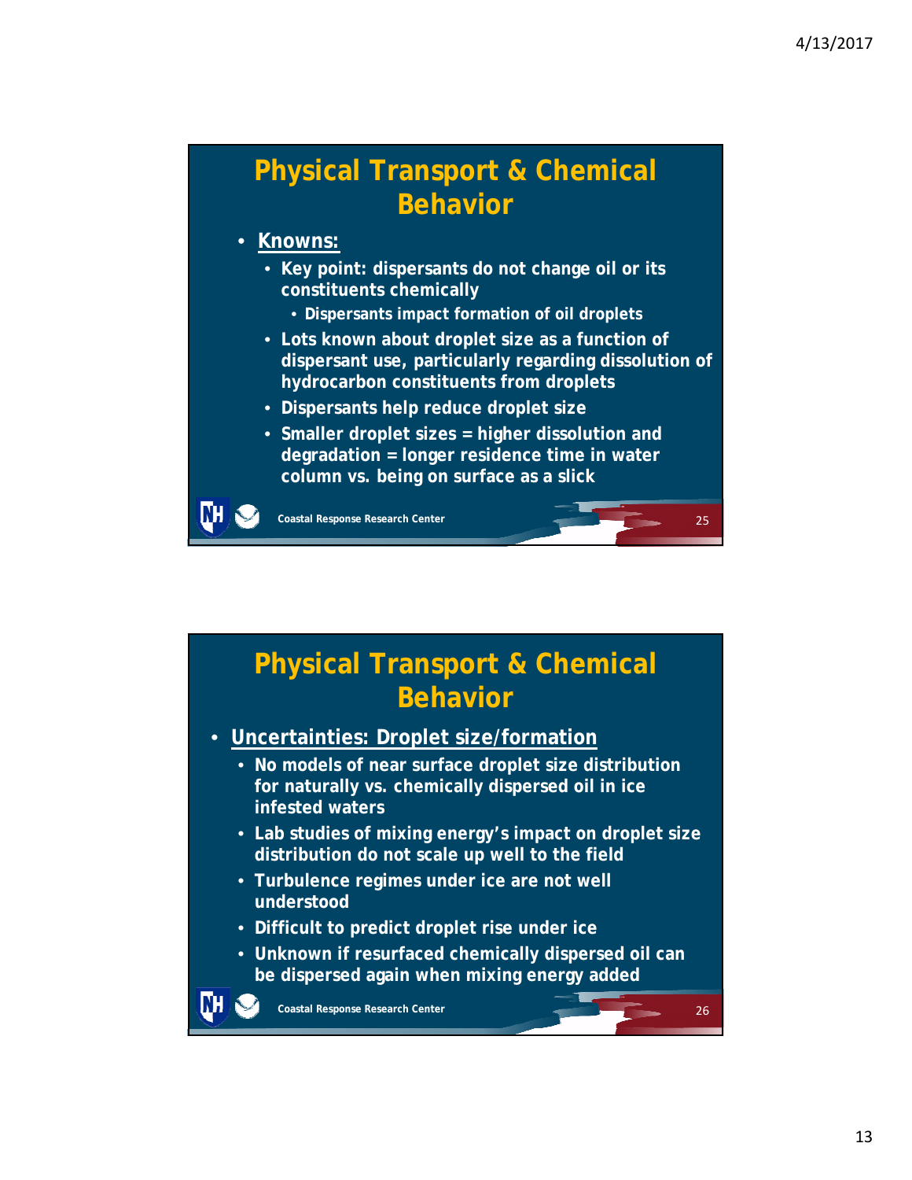## Physical Transport & Chemical Behavior

- **Knowns:**
  - Key point: dispersants do not change oil or its constituents chemically
    - Dispersants impact formation of oil droplets
  - Lots known about droplet size as a function of dispersant use, particularly regarding dissolution of hydrocarbon constituents from droplets
  - Dispersants help reduce droplet size
  - Smaller droplet sizes = higher dissolution and degradation = longer residence time in water column vs. being on surface as a slick

Coastal Response Research Center

## Physical Transport & Chemical Behavior

- **Uncertainties: Droplet size/formation**
  - No models of near surface droplet size distribution for naturally vs. chemically dispersed oil in ice infested waters
  - Lab studies of mixing energy's impact on droplet size distribution do not scale up well to the field
  - Turbulence regimes under ice are not well understood
  - Difficult to predict droplet rise under ice
  - Unknown if resurfaced chemically dispersed oil can be dispersed again when mixing energy added

Coastal Response Research Center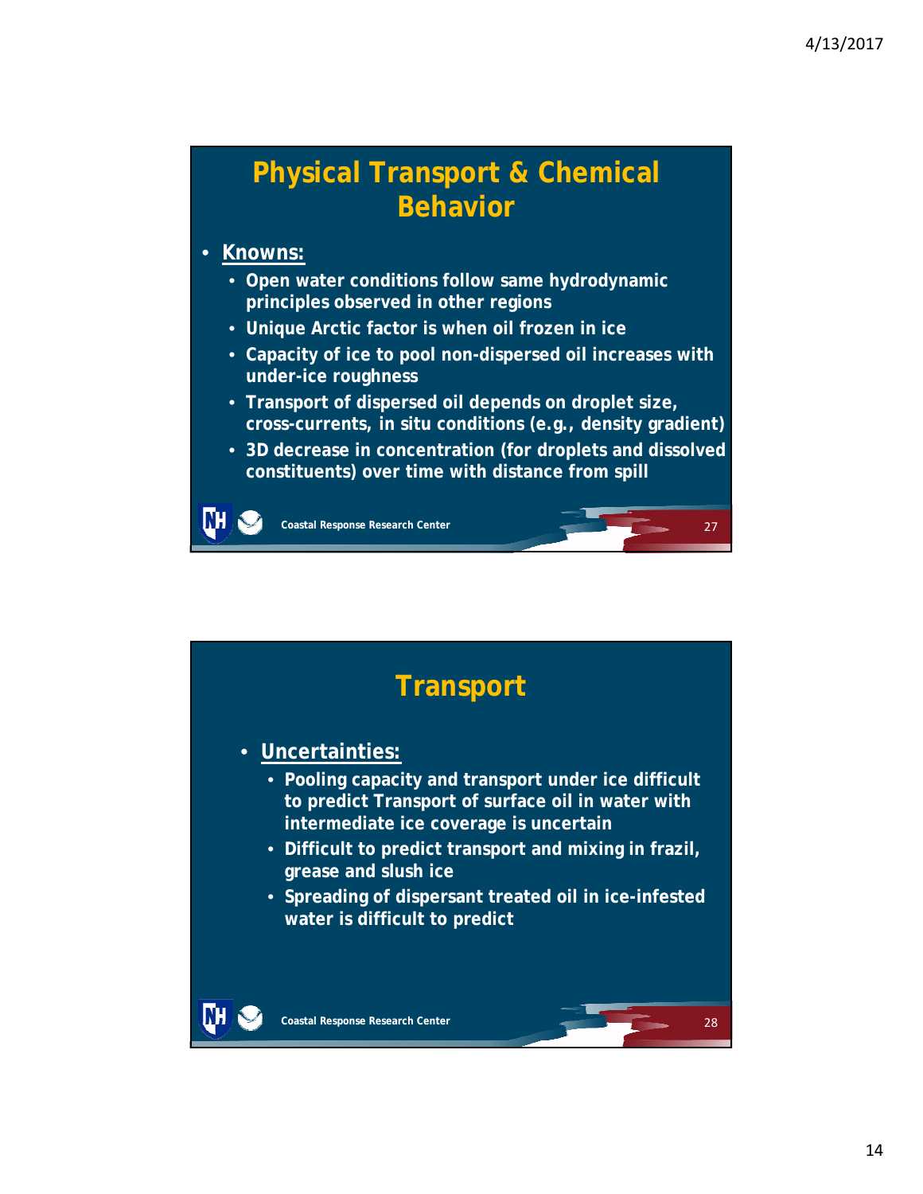## Physical Transport & Chemical Behavior

- **Knowns:**
  - Open water conditions follow same hydrodynamic principles observed in other regions
  - Unique Arctic factor is when oil frozen in ice
  - Capacity of ice to pool non-dispersed oil increases with under-ice roughness
  - Transport of dispersed oil depends on droplet size, cross-currents, in situ conditions (e.g., density gradient)
  - 3D decrease in concentration (for droplets and dissolved constituents) over time with distance from spill

Coastal Response Research Center

## Transport

- **Uncertainties:**
  - Pooling capacity and transport under ice difficult to predict Transport of surface oil in water with intermediate ice coverage is uncertain
  - Difficult to predict transport and mixing in frazil, grease and slush ice
  - Spreading of dispersant treated oil in ice-infested water is difficult to predict

Coastal Response Research Center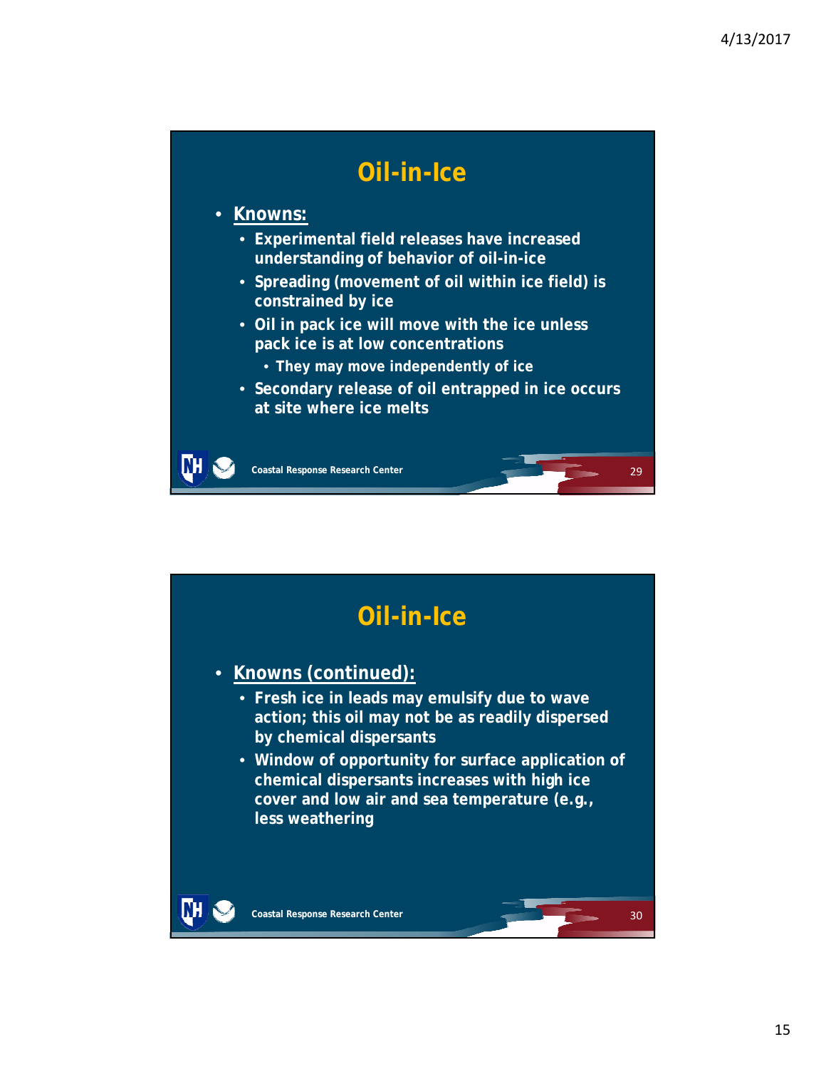## Oil-in-Ice

- **Knowns:**
  - Experimental field releases have increased understanding of behavior of oil-in-ice
  - Spreading (movement of oil within ice field) is constrained by ice
  - Oil in pack ice will move with the ice unless pack ice is at low concentrations
    - They may move independently of ice
  - Secondary release of oil entrapped in ice occurs at site where ice melts

Coastal Response Research Center

## Oil-in-Ice

- **Knowns (continued):**
  - Fresh ice in leads may emulsify due to wave action; this oil may not be as readily dispersed by chemical dispersants
  - Window of opportunity for surface application of chemical dispersants increases with high ice cover and low air and sea temperature (e.g., less weathering

Coastal Response Research Center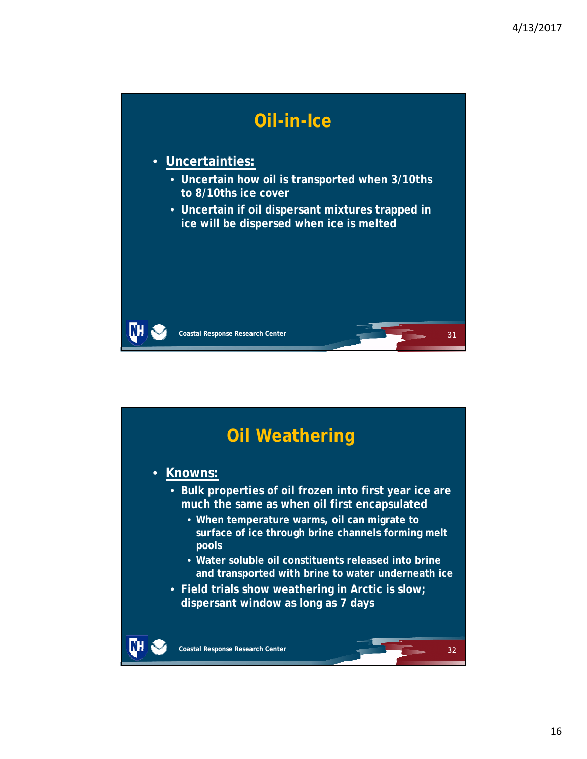## Oil-in-Ice

- **Uncertainties:**
  - Uncertain how oil is transported when 3/10ths to 8/10ths ice cover
  - Uncertain if oil dispersant mixtures trapped in ice will be dispersed when ice is melted

Coastal Response Research Center

## Oil Weathering

- **Knowns:**
  - Bulk properties of oil frozen into first year ice are much the same as when oil first encapsulated
    - When temperature warms, oil can migrate to surface of ice through brine channels forming melt pools
    - Water soluble oil constituents released into brine and transported with brine to water underneath ice
  - Field trials show weathering in Arctic is slow; dispersant window as long as 7 days

Coastal Response Research Center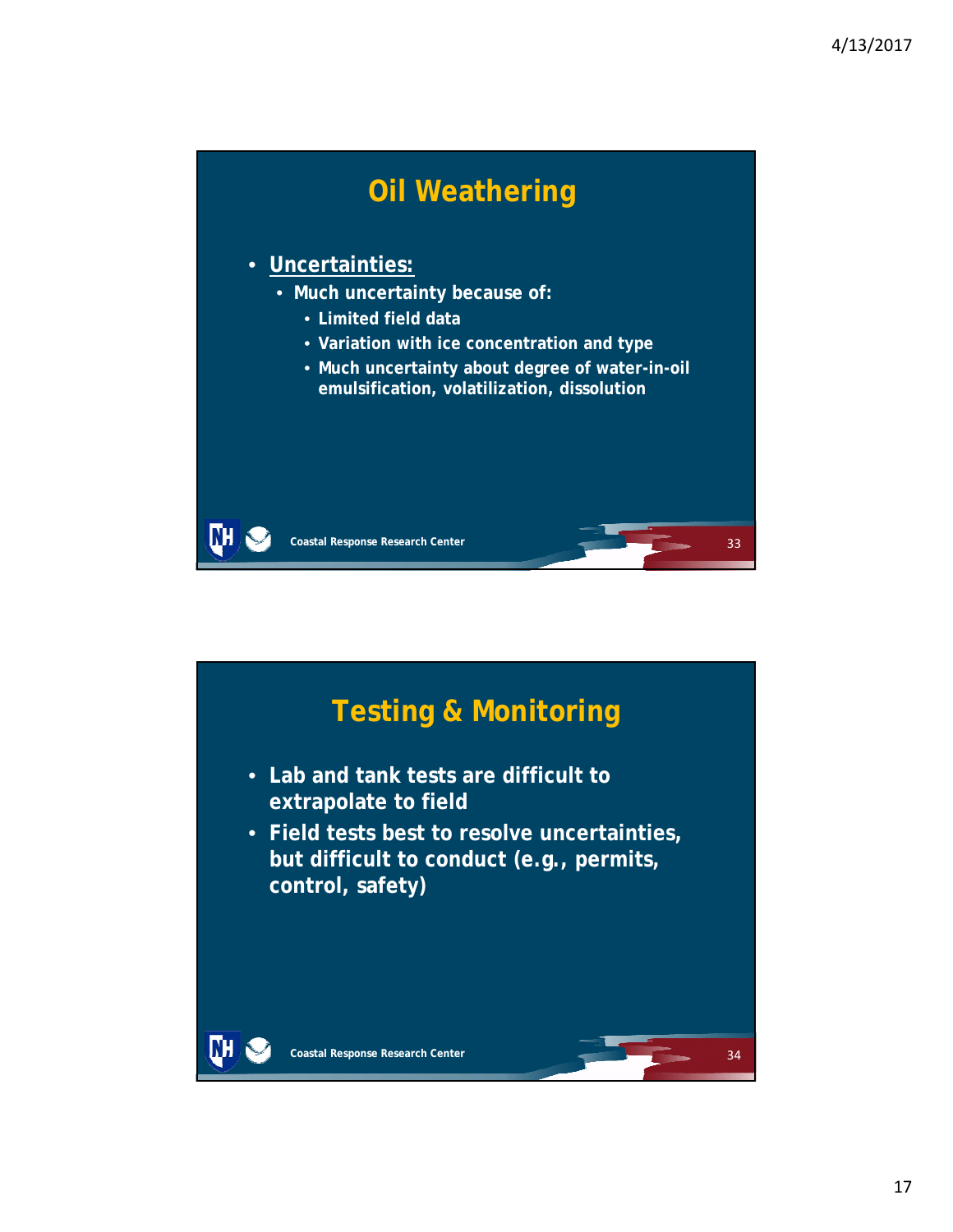## Oil Weathering

- **Uncertainties:**
  - Much uncertainty because of:
    - Limited field data
    - Variation with ice concentration and type
    - Much uncertainty about degree of water-in-oil emulsification, volatilization, dissolution

## Testing & Monitoring

- Lab and tank tests are difficult to extrapolate to field
- Field tests best to resolve uncertainties, but difficult to conduct (e.g., permits, control, safety)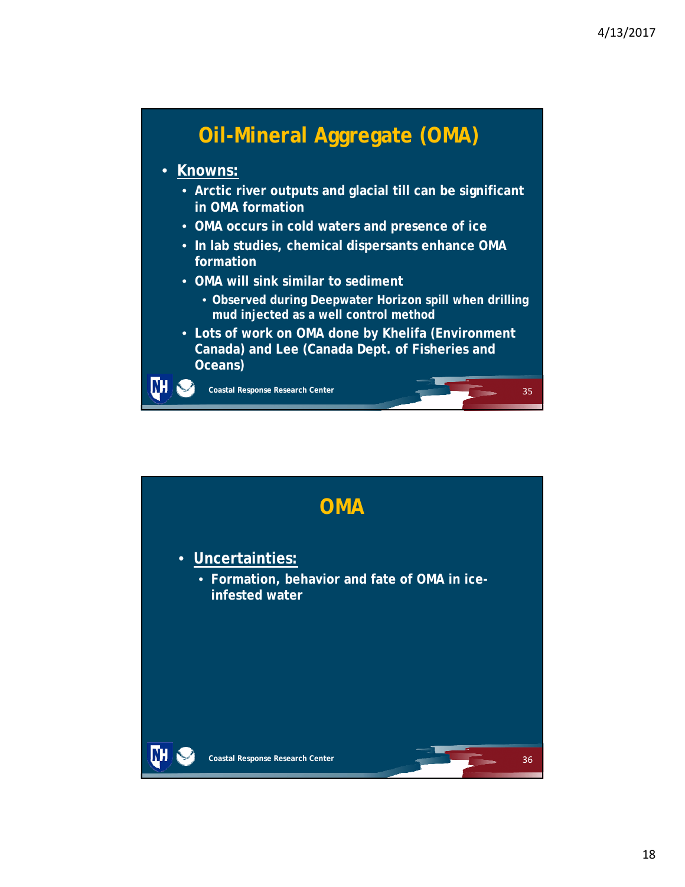# Oil-Mineral Aggregate (OMA)

- **Knowns:**
  - Arctic river outputs and glacial till can be significant in OMA formation
  - OMA occurs in cold waters and presence of ice
  - In lab studies, chemical dispersants enhance OMA formation
  - OMA will sink similar to sediment
    - Observed during Deepwater Horizon spill when drilling mud injected as a well control method
  - Lots of work on OMA done by Khelifa (Environment Canada) and Lee (Canada Dept. of Fisheries and Oceans)

Coastal Response Research Center

# OMA

- **Uncertainties:**
  - Formation, behavior and fate of OMA in ice-infested water

Coastal Response Research Center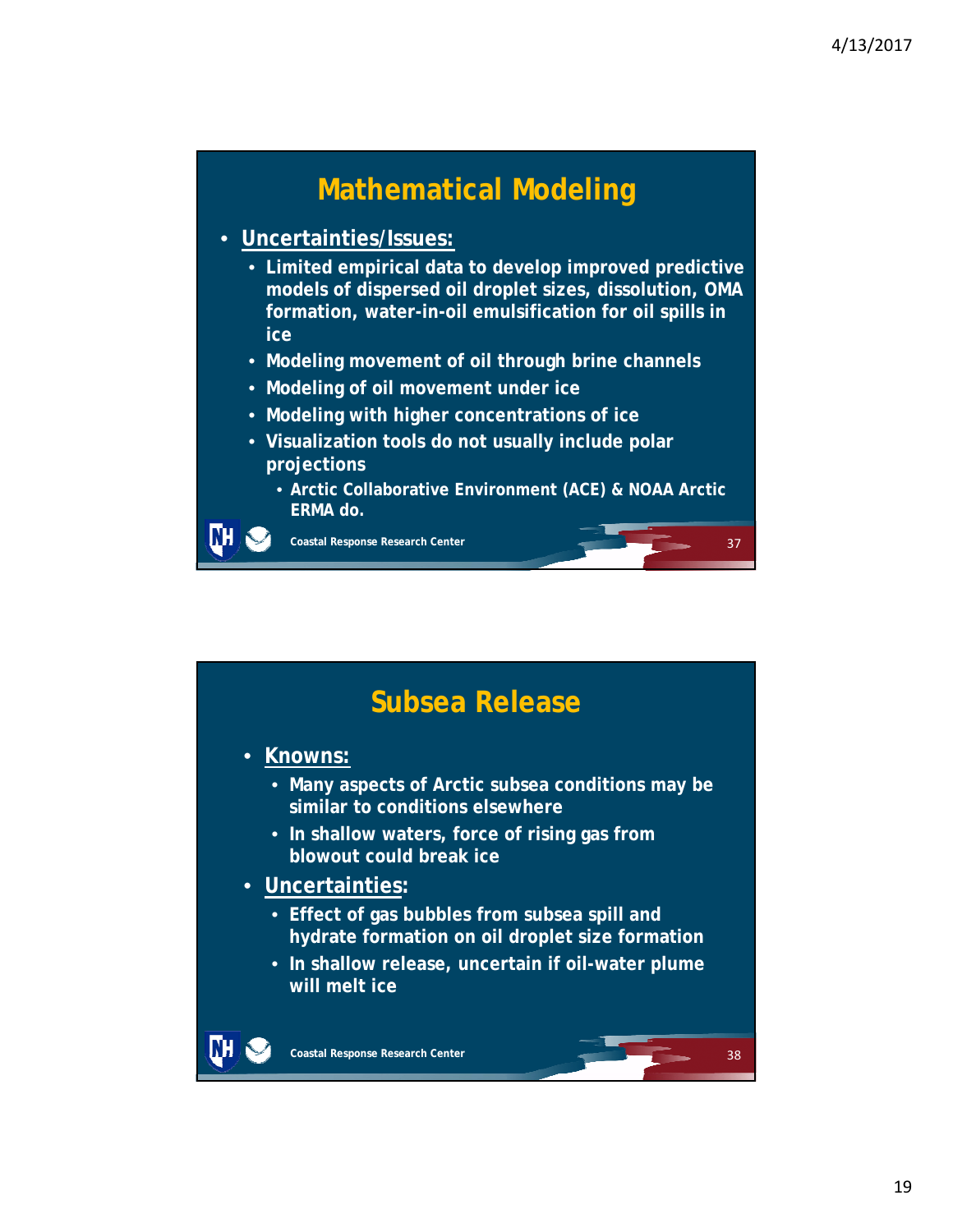## Mathematical Modeling

- **Uncertainties/Issues:**
  - Limited empirical data to develop improved predictive models of dispersed oil droplet sizes, dissolution, OMA formation, water-in-oil emulsification for oil spills in ice
  - Modeling movement of oil through brine channels
  - Modeling of oil movement under ice
  - Modeling with higher concentrations of ice
  - Visualization tools do not usually include polar projections
    - Arctic Collaborative Environment (ACE) & NOAA Arctic ERMA do.

Coastal Response Research Center

## Subsea Release

- **Knowns:**
  - Many aspects of Arctic subsea conditions may be similar to conditions elsewhere
  - In shallow waters, force of rising gas from blowout could break ice
- **Uncertainties:**
  - Effect of gas bubbles from subsea spill and hydrate formation on oil droplet size formation
  - In shallow release, uncertain if oil-water plume will melt ice

Coastal Response Research Center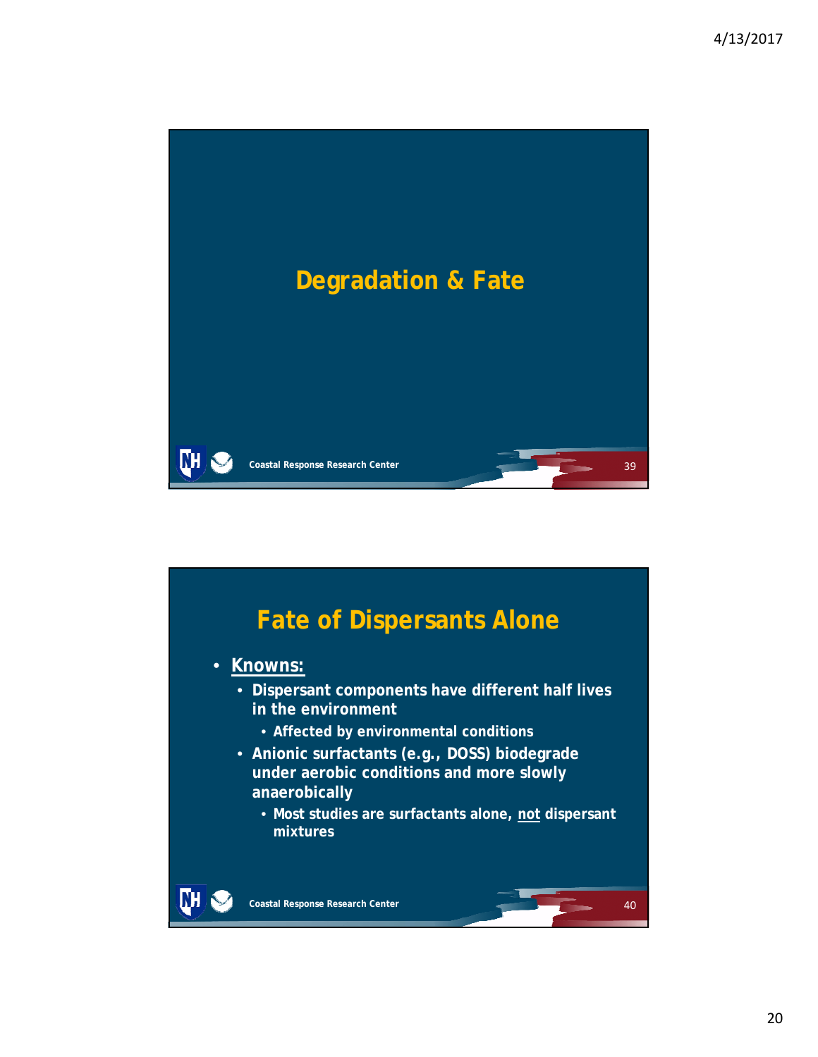# Degradation & Fate

## Fate of Dispersants Alone

- **Knowns:**
  - Dispersant components have different half lives in the environment
    - Affected by environmental conditions
  - Anionic surfactants (e.g., DOSS) biodegrade under aerobic conditions and more slowly anaerobically
    - Most studies are surfactants alone, not dispersant mixtures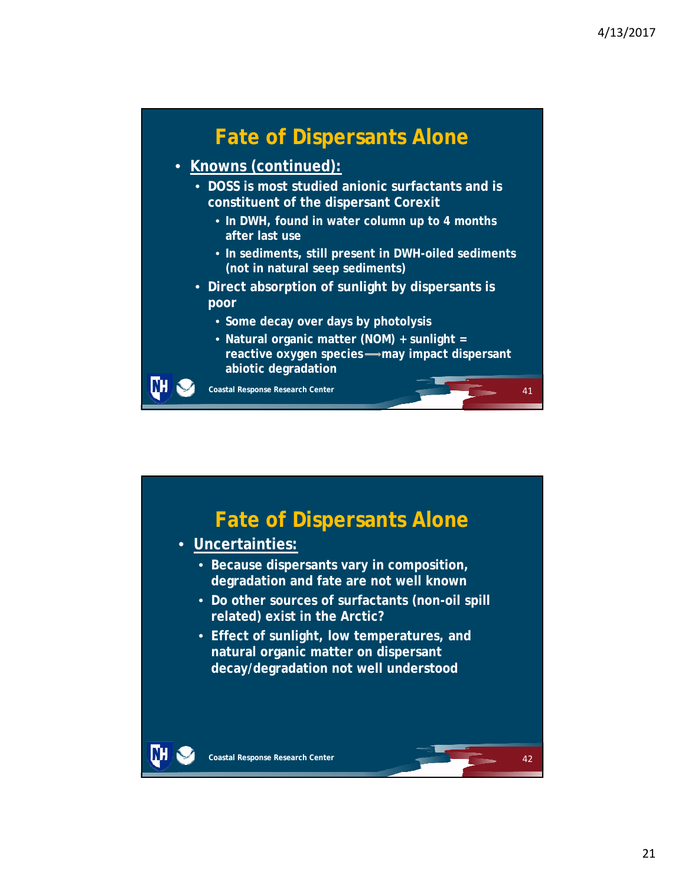## Fate of Dispersants Alone

- **Knowns (continued):**
  - **DOSS is most studied anionic surfactants and is constituent of the dispersant Corexit**
    - **In DWH, found in water column up to 4 months after last use**
    - **In sediments, still present in DWH-oiled sediments (not in natural seep sediments)**
  - **Direct absorption of sunlight by dispersants is poor**
    - **Some decay over days by photolysis**
    - **Natural organic matter (NOM) + sunlight = reactive oxygen species ⟶ may impact dispersant abiotic degradation**

Coastal Response Research Center

## Fate of Dispersants Alone

- **Uncertainties:**
  - **Because dispersants vary in composition, degradation and fate are not well known**
  - **Do other sources of surfactants (non-oil spill related) exist in the Arctic?**
  - **Effect of sunlight, low temperatures, and natural organic matter on dispersant decay/degradation not well understood**

Coastal Response Research Center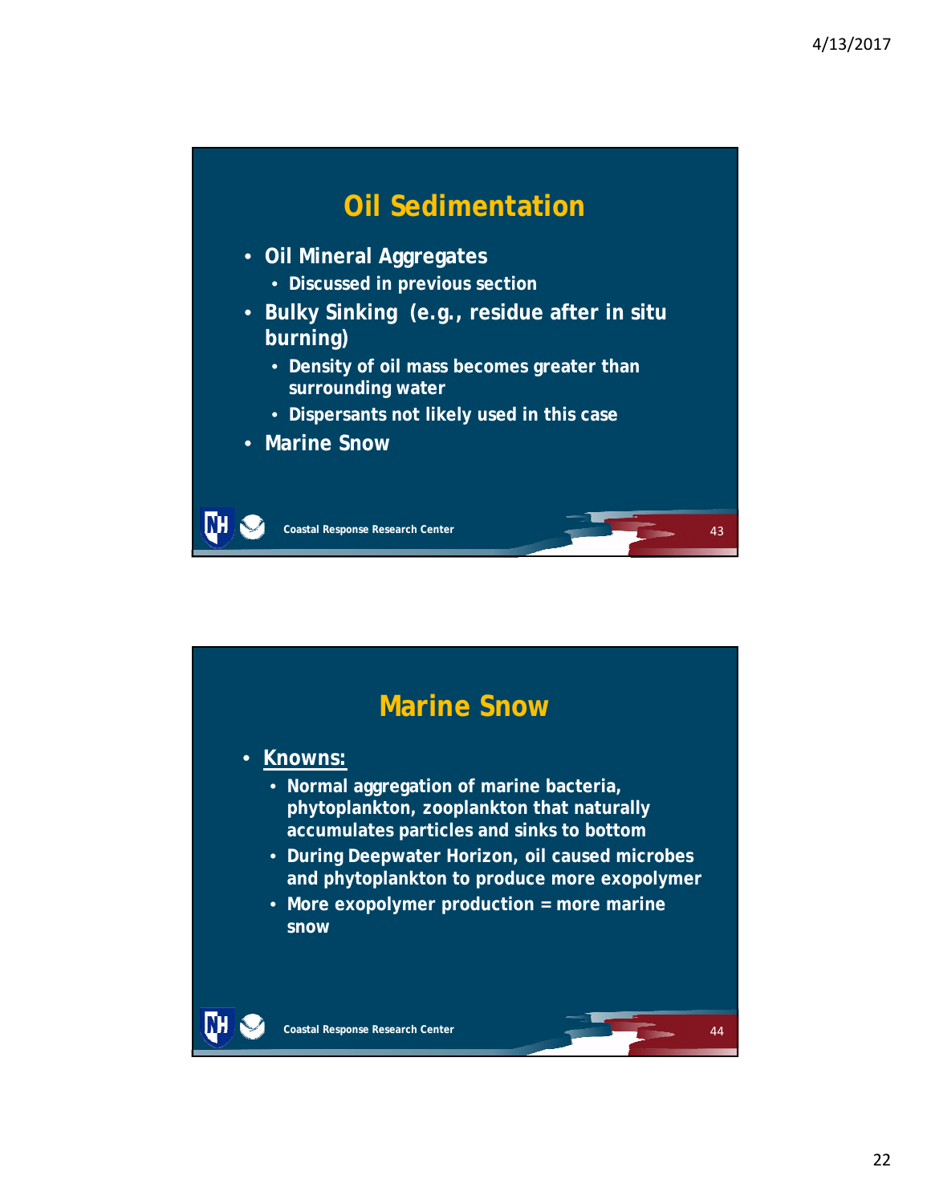## Oil Sedimentation

- Oil Mineral Aggregates
  - Discussed in previous section
- Bulky Sinking (e.g., residue after in situ burning)
  - Density of oil mass becomes greater than surrounding water
  - Dispersants not likely used in this case
- Marine Snow

Coastal Response Research Center

## Marine Snow

- Knowns:
  - Normal aggregation of marine bacteria, phytoplankton, zooplankton that naturally accumulates particles and sinks to bottom
  - During Deepwater Horizon, oil caused microbes and phytoplankton to produce more exopolymer
  - More exopolymer production = more marine snow

Coastal Response Research Center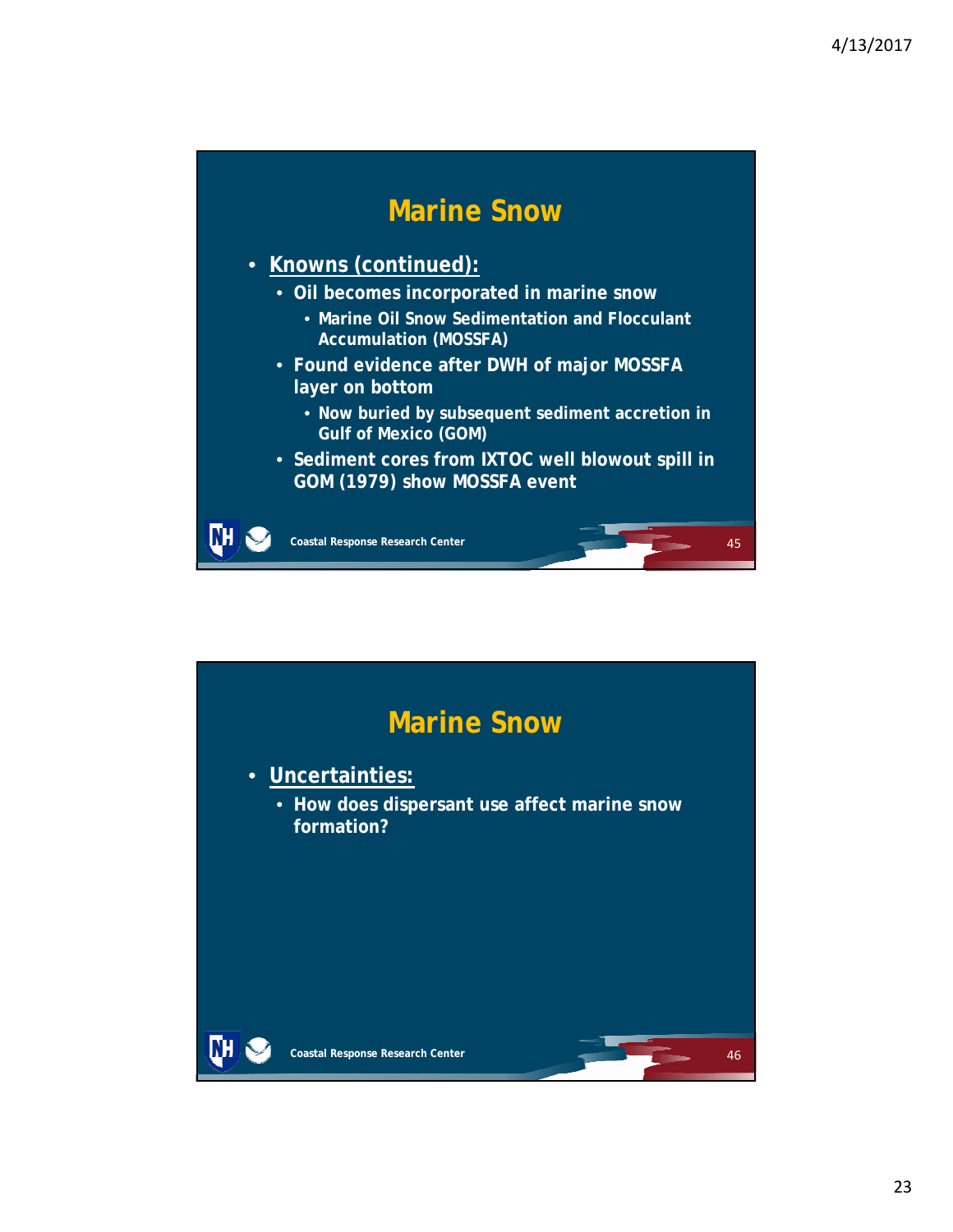## Marine Snow

- **Knowns (continued):**
  - Oil becomes incorporated in marine snow
    - Marine Oil Snow Sedimentation and Flocculant Accumulation (MOSSFA)
  - Found evidence after DWH of major MOSSFA layer on bottom
    - Now buried by subsequent sediment accretion in Gulf of Mexico (GOM)
  - Sediment cores from IXTOC well blowout spill in GOM (1979) show MOSSFA event

Coastal Response Research Center

## Marine Snow

- **Uncertainties:**
  - How does dispersant use affect marine snow formation?

Coastal Response Research Center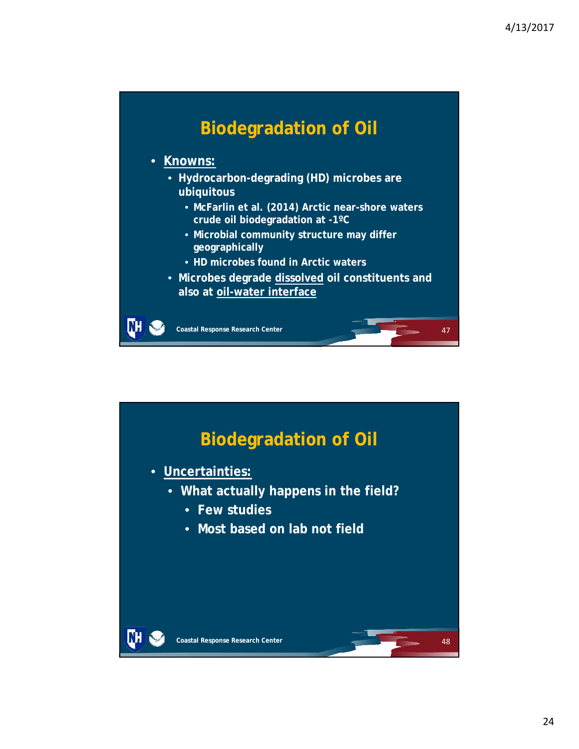## Biodegradation of Oil

- **Knowns:**
  - Hydrocarbon-degrading (HD) microbes are ubiquitous
    - McFarlin et al. (2014) Arctic near-shore waters crude oil biodegradation at -1ºC
    - Microbial community structure may differ geographically
    - HD microbes found in Arctic waters
  - Microbes degrade dissolved oil constituents and also at oil-water interface

Coastal Response Research Center

## Biodegradation of Oil

- **Uncertainties:**
  - What actually happens in the field?
    - Few studies
    - Most based on lab not field

Coastal Response Research Center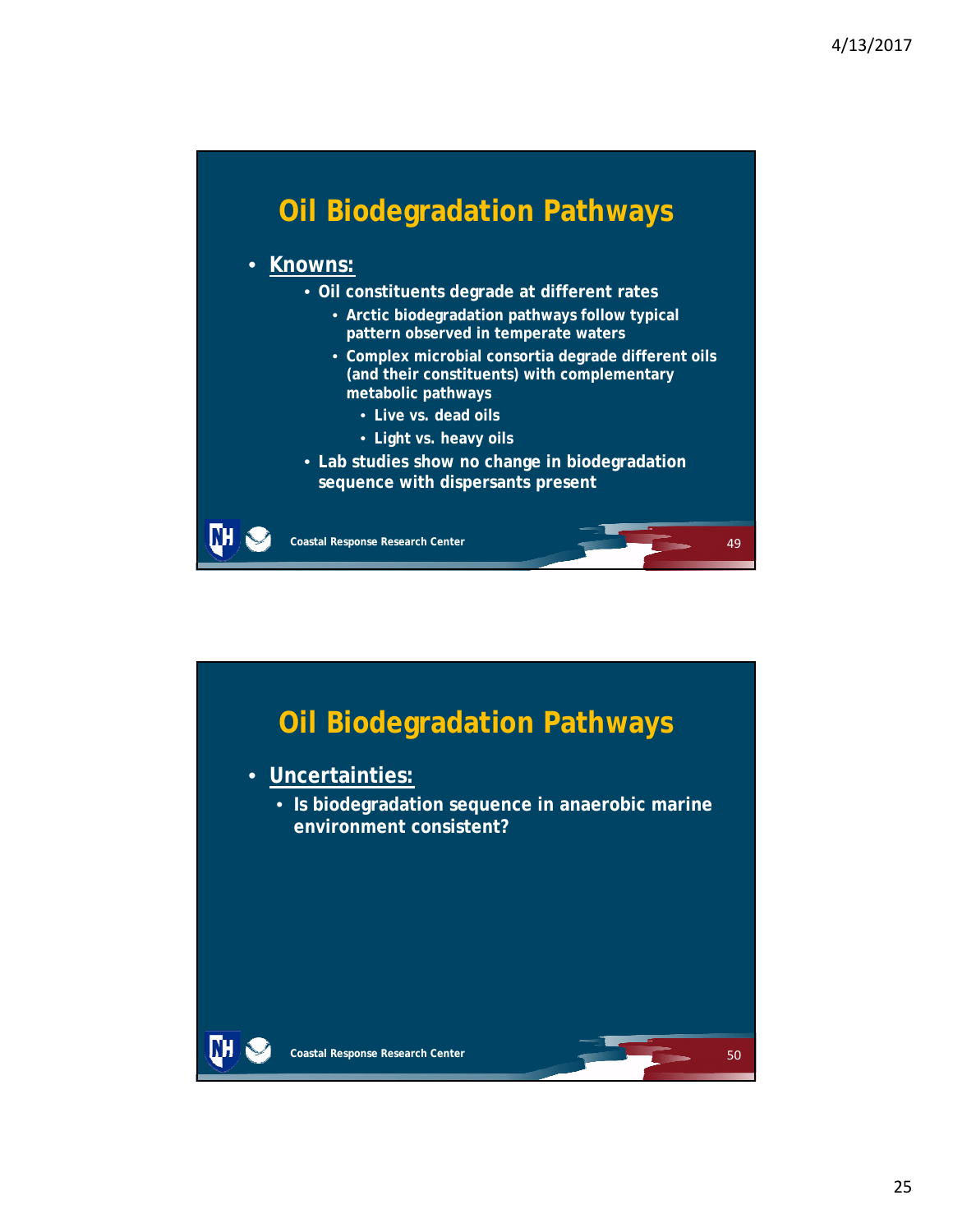# Oil Biodegradation Pathways

- **Knowns:**
  - Oil constituents degrade at different rates
    - Arctic biodegradation pathways follow typical pattern observed in temperate waters
    - Complex microbial consortia degrade different oils (and their constituents) with complementary metabolic pathways
      - Live vs. dead oils
      - Light vs. heavy oils
  - Lab studies show no change in biodegradation sequence with dispersants present

Coastal Response Research Center

# Oil Biodegradation Pathways

- **Uncertainties:**
  - Is biodegradation sequence in anaerobic marine environment consistent?

Coastal Response Research Center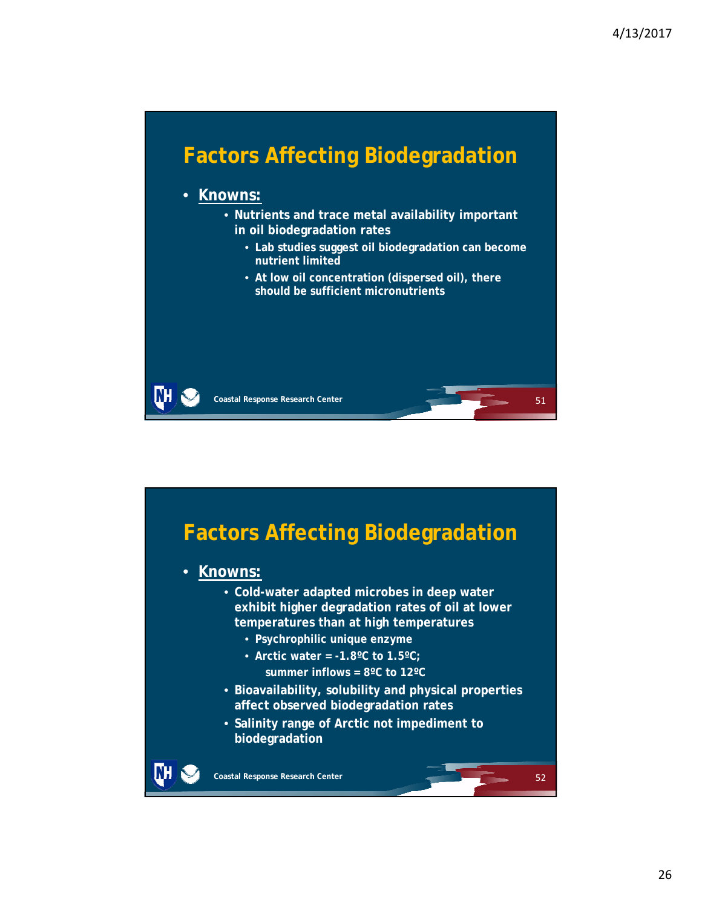## Factors Affecting Biodegradation

- **Knowns:**
  - Nutrients and trace metal availability important in oil biodegradation rates
    - Lab studies suggest oil biodegradation can become nutrient limited
    - At low oil concentration (dispersed oil), there should be sufficient micronutrients

Coastal Response Research Center

## Factors Affecting Biodegradation

- **Knowns:**
  - Cold-water adapted microbes in deep water exhibit higher degradation rates of oil at lower temperatures than at high temperatures
    - Psychrophilic unique enzyme
    - Arctic water = -1.8ºC to 1.5ºC; summer inflows = 8ºC to 12ºC
  - Bioavailability, solubility and physical properties affect observed biodegradation rates
  - Salinity range of Arctic not impediment to biodegradation

Coastal Response Research Center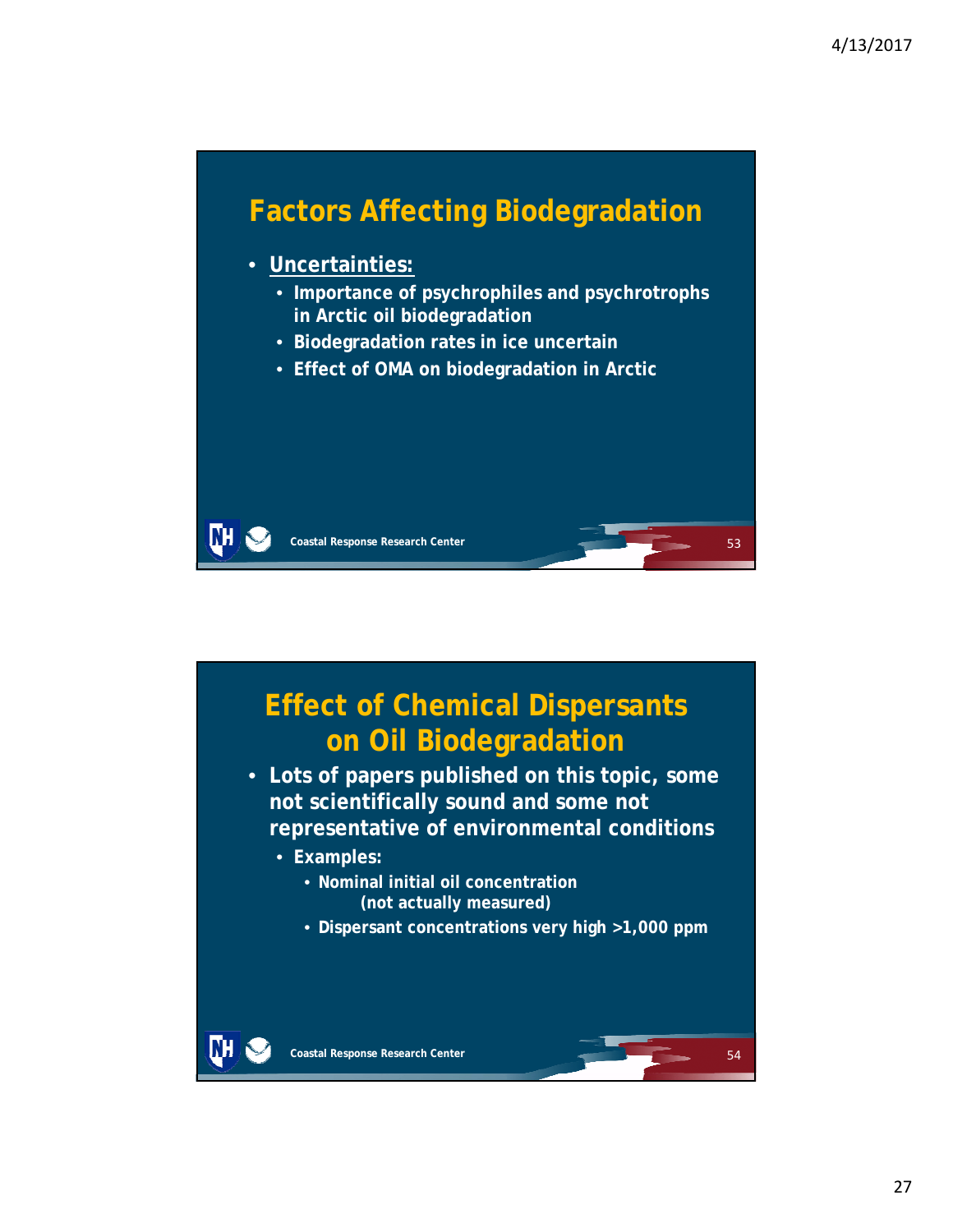## Factors Affecting Biodegradation

- **Uncertainties:**
  - Importance of psychrophiles and psychrotrophs in Arctic oil biodegradation
  - Biodegradation rates in ice uncertain
  - Effect of OMA on biodegradation in Arctic

## Effect of Chemical Dispersants on Oil Biodegradation

- Lots of papers published on this topic, some not scientifically sound and some not representative of environmental conditions
  - Examples:
    - Nominal initial oil concentration (not actually measured)
    - Dispersant concentrations very high >1,000 ppm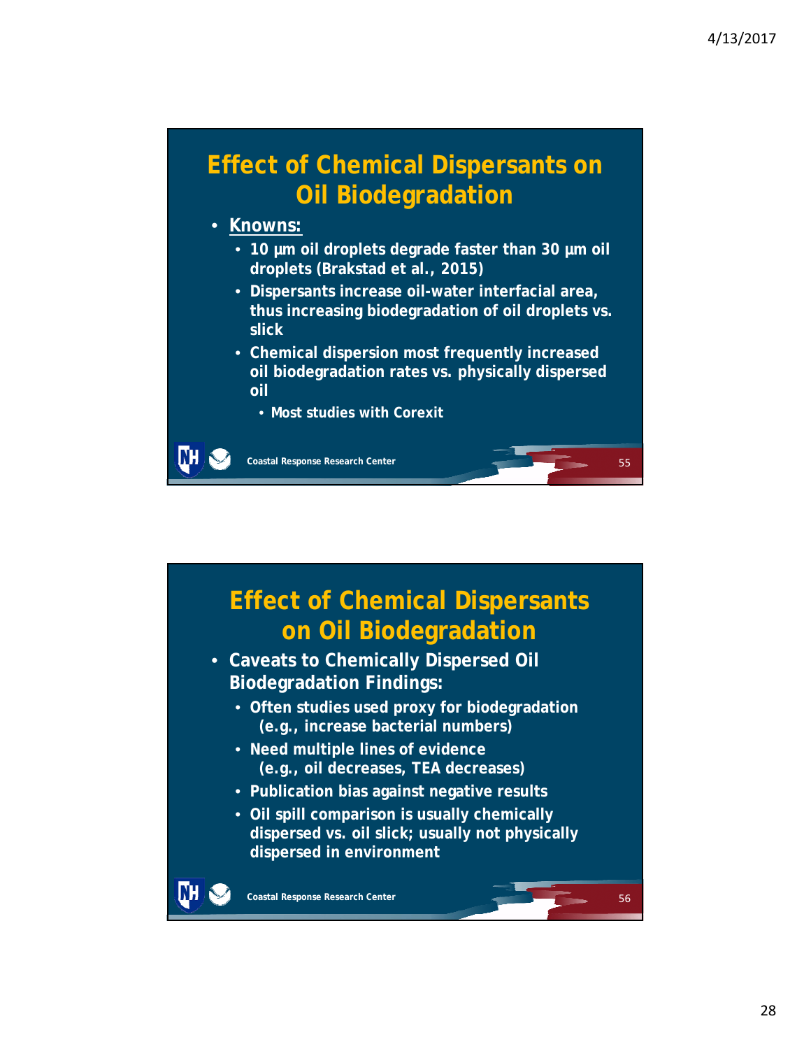## Effect of Chemical Dispersants on Oil Biodegradation

- **Knowns:**
  - 10 µm oil droplets degrade faster than 30 µm oil droplets (Brakstad et al., 2015)
  - Dispersants increase oil-water interfacial area, thus increasing biodegradation of oil droplets vs. slick
  - Chemical dispersion most frequently increased oil biodegradation rates vs. physically dispersed oil
    - Most studies with Corexit

## Effect of Chemical Dispersants on Oil Biodegradation

- Caveats to Chemically Dispersed Oil Biodegradation Findings:
  - Often studies used proxy for biodegradation (e.g., increase bacterial numbers)
  - Need multiple lines of evidence (e.g., oil decreases, TEA decreases)
  - Publication bias against negative results
  - Oil spill comparison is usually chemically dispersed vs. oil slick; usually not physically dispersed in environment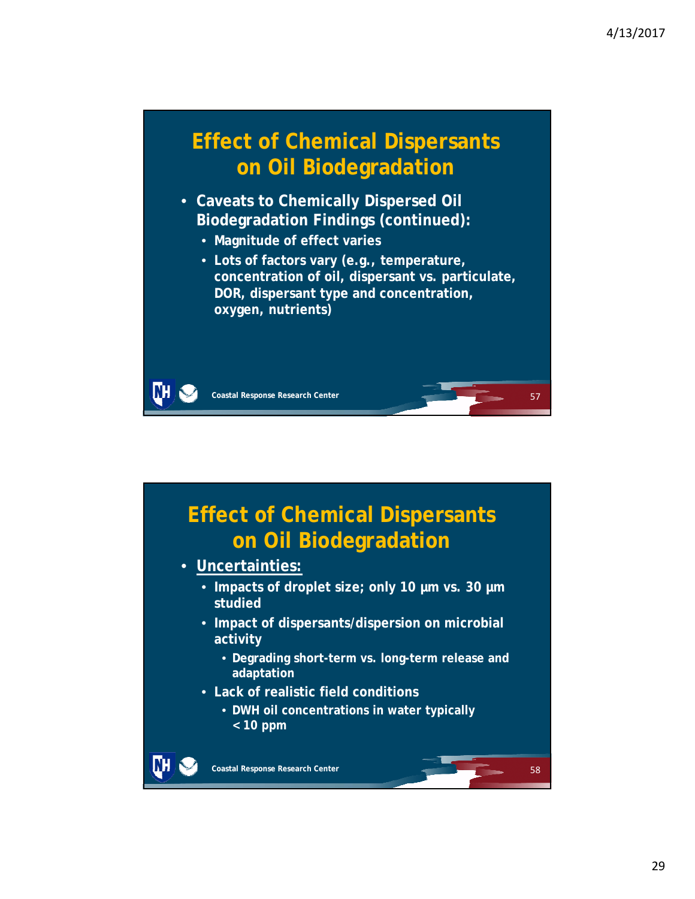## Effect of Chemical Dispersants on Oil Biodegradation

- **Caveats to Chemically Dispersed Oil Biodegradation Findings (continued):**
  - **Magnitude of effect varies**
  - **Lots of factors vary (e.g., temperature, concentration of oil, dispersant vs. particulate, DOR, dispersant type and concentration, oxygen, nutrients)**

Coastal Response Research Center

## Effect of Chemical Dispersants on Oil Biodegradation

- **Uncertainties:**
  - **Impacts of droplet size; only 10 µm vs. 30 µm studied**
  - **Impact of dispersants/dispersion on microbial activity**
    - **Degrading short-term vs. long-term release and adaptation**
  - **Lack of realistic field conditions**
    - **DWH oil concentrations in water typically < 10 ppm**

Coastal Response Research Center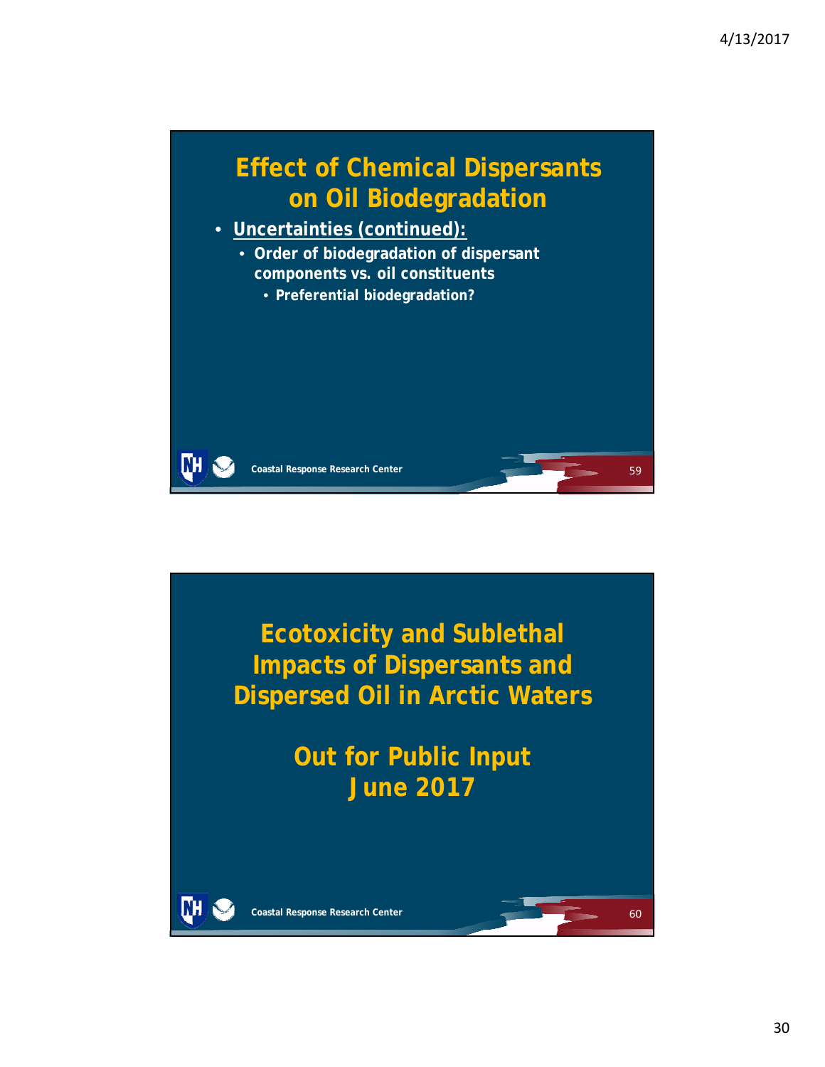# Effect of Chemical Dispersants on Oil Biodegradation

- **Uncertainties (continued):**
  - **Order of biodegradation of dispersant components vs. oil constituents**
    - **Preferential biodegradation?**

# Ecotoxicity and Sublethal Impacts of Dispersants and Dispersed Oil in Arctic Waters

## Out for Public Input
## June 2017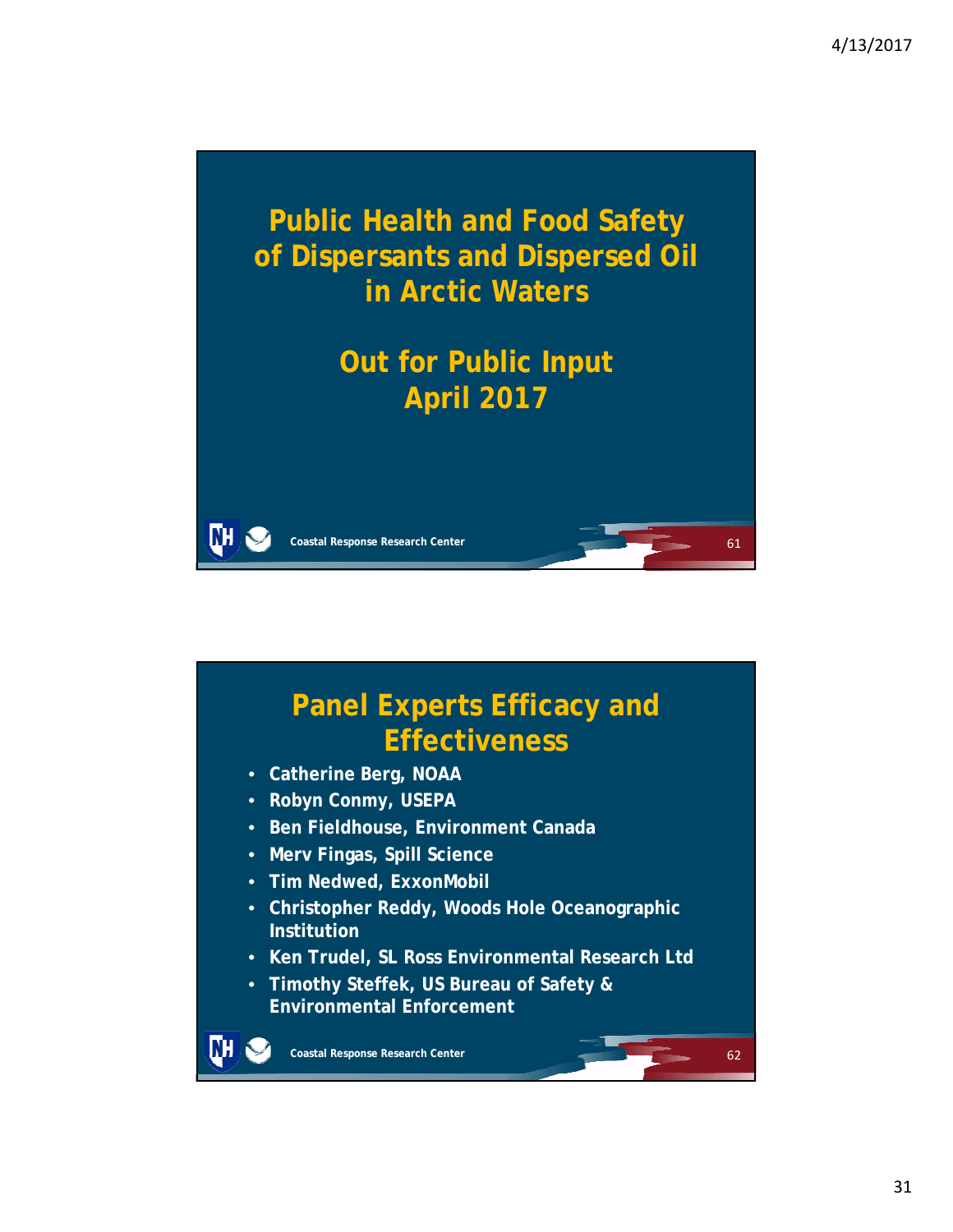# Public Health and Food Safety of Dispersants and Dispersed Oil in Arctic Waters

## Out for Public Input April 2017

Coastal Response Research Center

# Panel Experts Efficacy and Effectiveness

- Catherine Berg, NOAA
- Robyn Conmy, USEPA
- Ben Fieldhouse, Environment Canada
- Merv Fingas, Spill Science
- Tim Nedwed, ExxonMobil
- Christopher Reddy, Woods Hole Oceanographic Institution
- Ken Trudel, SL Ross Environmental Research Ltd
- Timothy Steffek, US Bureau of Safety & Environmental Enforcement

Coastal Response Research Center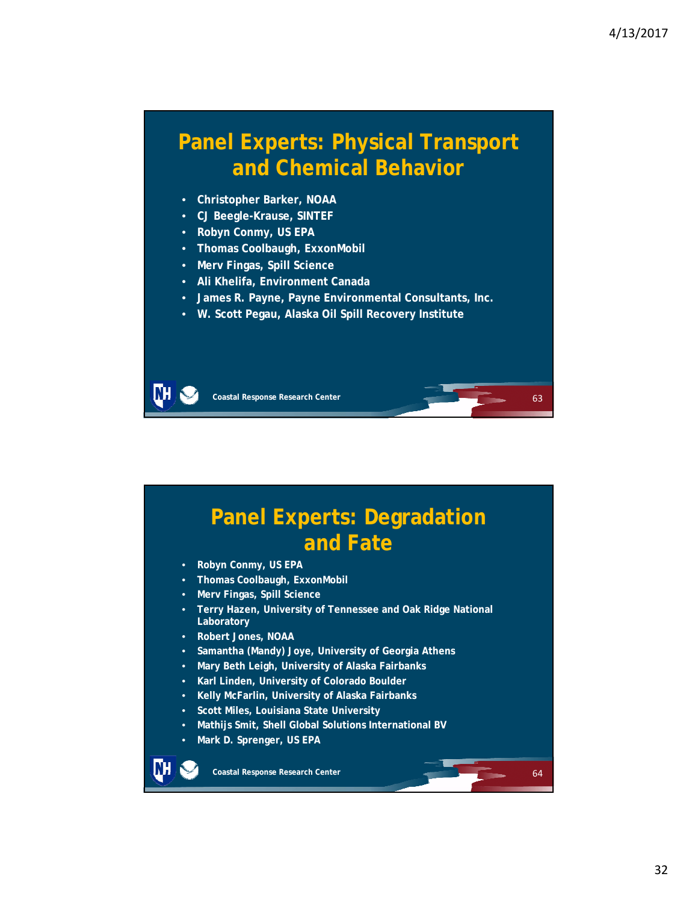## Panel Experts: Physical Transport and Chemical Behavior

- Christopher Barker, NOAA
- CJ Beegle-Krause, SINTEF
- Robyn Conmy, US EPA
- Thomas Coolbaugh, ExxonMobil
- Merv Fingas, Spill Science
- Ali Khelifa, Environment Canada
- James R. Payne, Payne Environmental Consultants, Inc.
- W. Scott Pegau, Alaska Oil Spill Recovery Institute

Coastal Response Research Center

## Panel Experts: Degradation and Fate

- Robyn Conmy, US EPA
- Thomas Coolbaugh, ExxonMobil
- Merv Fingas, Spill Science
- Terry Hazen, University of Tennessee and Oak Ridge National Laboratory
- Robert Jones, NOAA
- Samantha (Mandy) Joye, University of Georgia Athens
- Mary Beth Leigh, University of Alaska Fairbanks
- Karl Linden, University of Colorado Boulder
- Kelly McFarlin, University of Alaska Fairbanks
- Scott Miles, Louisiana State University
- Mathijs Smit, Shell Global Solutions International BV
- Mark D. Sprenger, US EPA

Coastal Response Research Center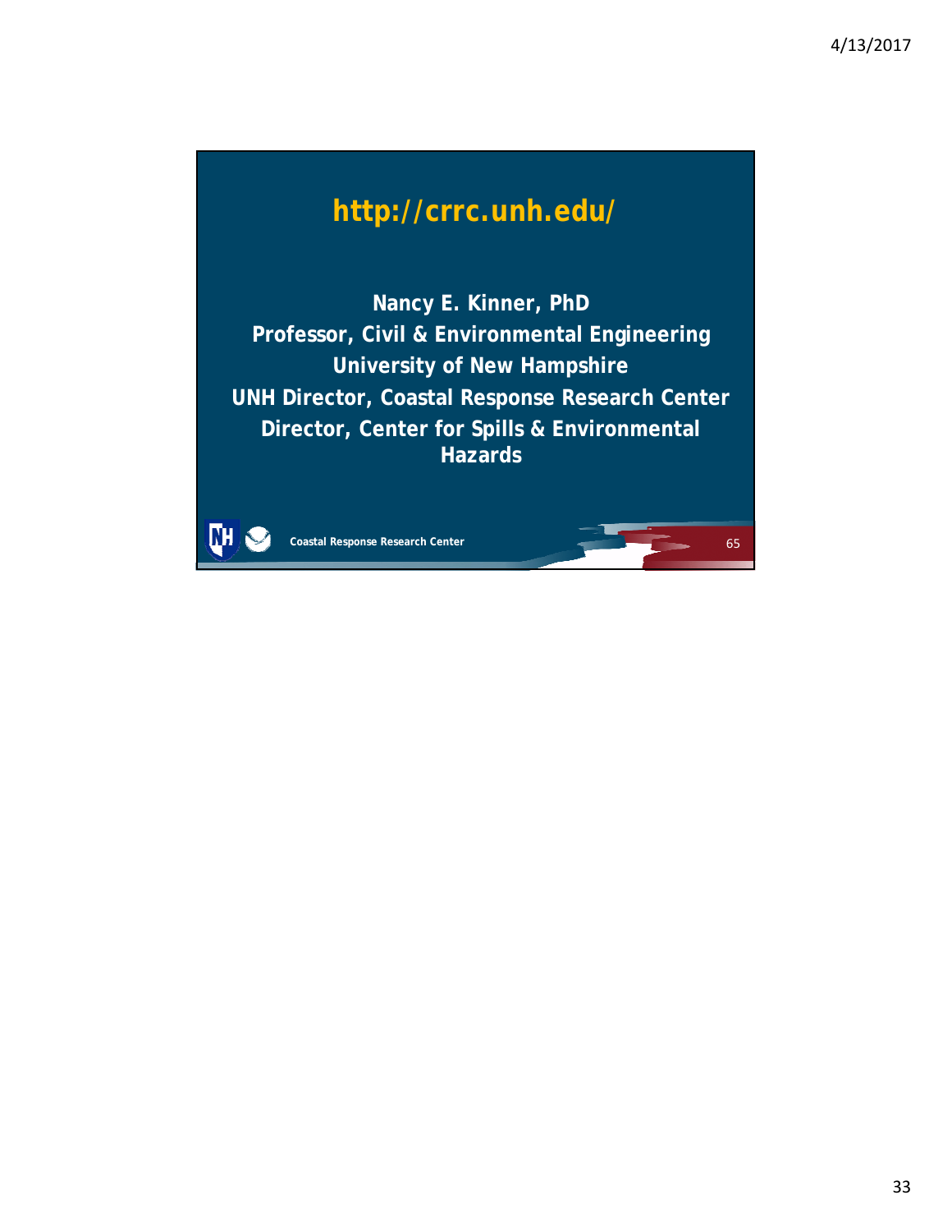# http://crrc.unh.edu/

**Nancy E. Kinner, PhD**
**Professor, Civil & Environmental Engineering**
**University of New Hampshire**
**UNH Director, Coastal Response Research Center**
**Director, Center for Spills & Environmental Hazards**

Coastal Response Research Center